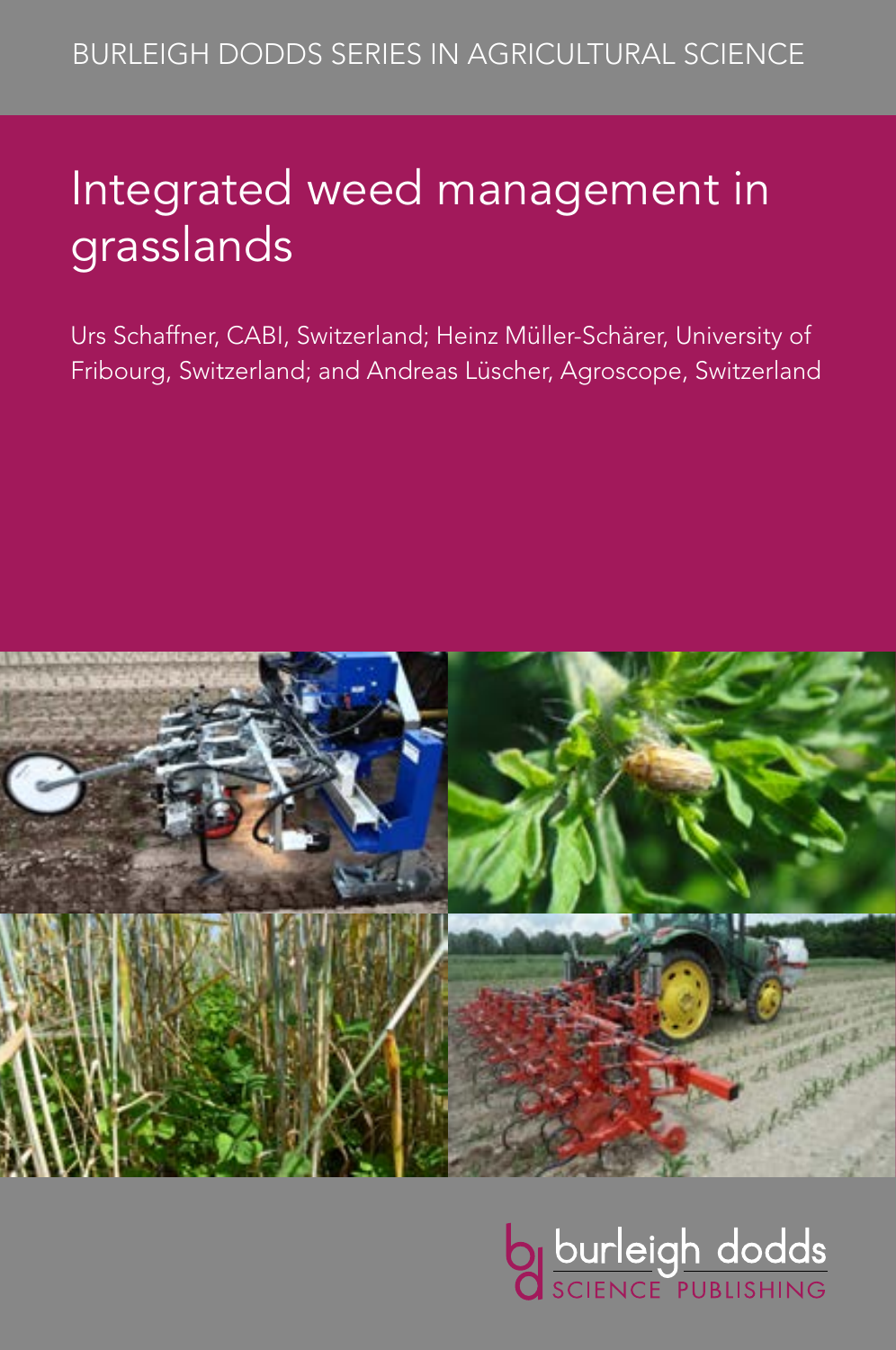BURLEIGH DODDS SERIES IN AGRICULTURAL SCIENCE

# Integrated weed management in grasslands

Urs Schaffner, CABI, Switzerland; Heinz Müller-Schärer, University of Fribourg, Switzerland; and Andreas Lüscher, Agroscope, Switzerland

burleigh dodds SCIENCE PUBLISHING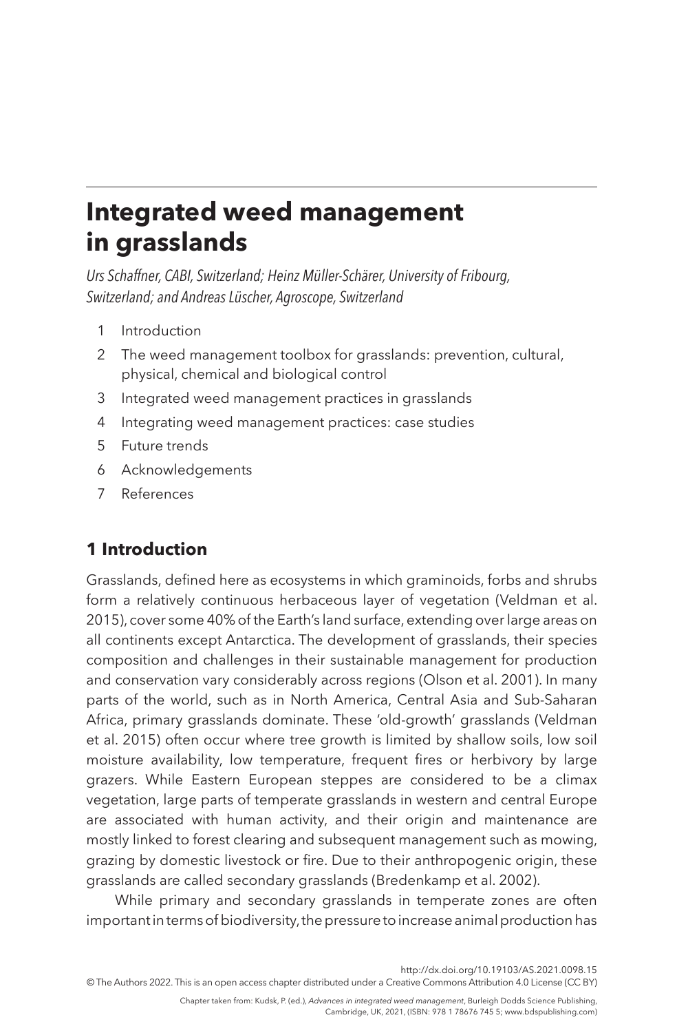# Integrated weed management in grasslands

*Urs Schaffner, CABI, Switzerland; Heinz Müller-Schärer, University of Fribourg, Switzerland; and Andreas Lüscher, Agroscope, Switzerland*

1. Introduction
2. The weed management toolbox for grasslands: prevention, cultural, physical, chemical and biological control
3. Integrated weed management practices in grasslands
4. Integrating weed management practices: case studies
5. Future trends
6. Acknowledgements
7. References

## 1 Introduction

Grasslands, defined here as ecosystems in which graminoids, forbs and shrubs form a relatively continuous herbaceous layer of vegetation (Veldman et al. 2015), cover some 40% of the Earth's land surface, extending over large areas on all continents except Antarctica. The development of grasslands, their species composition and challenges in their sustainable management for production and conservation vary considerably across regions (Olson et al. 2001). In many parts of the world, such as in North America, Central Asia and Sub-Saharan Africa, primary grasslands dominate. These 'old-growth' grasslands (Veldman et al. 2015) often occur where tree growth is limited by shallow soils, low soil moisture availability, low temperature, frequent fires or herbivory by large grazers. While Eastern European steppes are considered to be a climax vegetation, large parts of temperate grasslands in western and central Europe are associated with human activity, and their origin and maintenance are mostly linked to forest clearing and subsequent management such as mowing, grazing by domestic livestock or fire. Due to their anthropogenic origin, these grasslands are called secondary grasslands (Bredenkamp et al. 2002).

While primary and secondary grasslands in temperate zones are often important in terms of biodiversity, the pressure to increase animal production has

http://dx.doi.org/10.19103/AS.2021.0098.15

© The Authors 2022. This is an open access chapter distributed under a Creative Commons Attribution 4.0 License (CC BY)

Chapter taken from: Kudsk, P. (ed.), *Advances in integrated weed management*, Burleigh Dodds Science Publishing, Cambridge, UK, 2021, (ISBN: 978 1 78676 745 5; www.bdspublishing.com)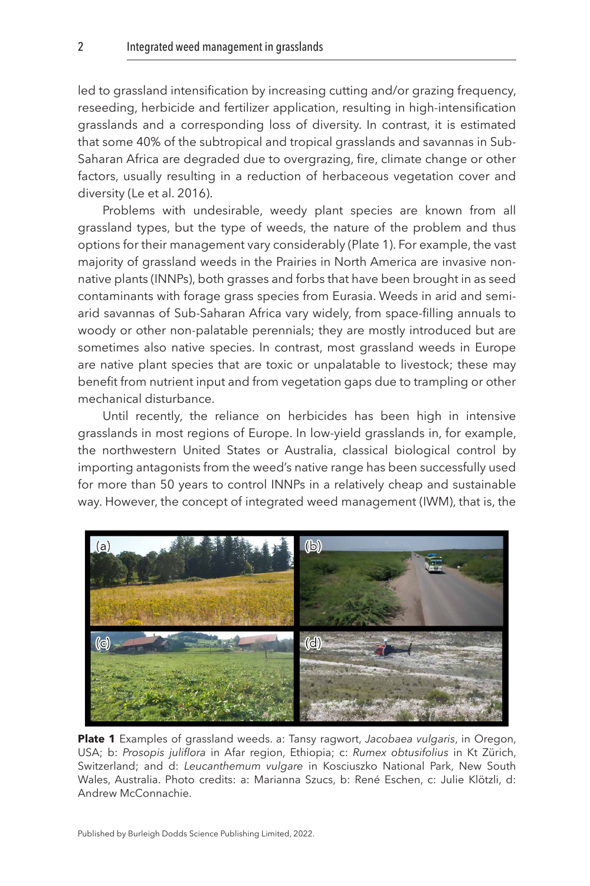led to grassland intensification by increasing cutting and/or grazing frequency, reseeding, herbicide and fertilizer application, resulting in high-intensification grasslands and a corresponding loss of diversity. In contrast, it is estimated that some 40% of the subtropical and tropical grasslands and savannas in Sub-Saharan Africa are degraded due to overgrazing, fire, climate change or other factors, usually resulting in a reduction of herbaceous vegetation cover and diversity (Le et al. 2016).

Problems with undesirable, weedy plant species are known from all grassland types, but the type of weeds, the nature of the problem and thus options for their management vary considerably (Plate 1). For example, the vast majority of grassland weeds in the Prairies in North America are invasive non-native plants (INNPs), both grasses and forbs that have been brought in as seed contaminants with forage grass species from Eurasia. Weeds in arid and semi-arid savannas of Sub-Saharan Africa vary widely, from space-filling annuals to woody or other non-palatable perennials; they are mostly introduced but are sometimes also native species. In contrast, most grassland weeds in Europe are native plant species that are toxic or unpalatable to livestock; these may benefit from nutrient input and from vegetation gaps due to trampling or other mechanical disturbance.

Until recently, the reliance on herbicides has been high in intensive grasslands in most regions of Europe. In low-yield grasslands in, for example, the northwestern United States or Australia, classical biological control by importing antagonists from the weed's native range has been successfully used for more than 50 years to control INNPs in a relatively cheap and sustainable way. However, the concept of integrated weed management (IWM), that is, the

**Plate 1** Examples of grassland weeds. a: Tansy ragwort, *Jacobaea vulgaris*, in Oregon, USA; b: *Prosopis juliflora* in Afar region, Ethiopia; c: *Rumex obtusifolius* in Kt Zürich, Switzerland; and d: *Leucanthemum vulgare* in Kosciuszko National Park, New South Wales, Australia. Photo credits: a: Marianna Szucs, b: René Eschen, c: Julie Klötzli, d: Andrew McConnachie.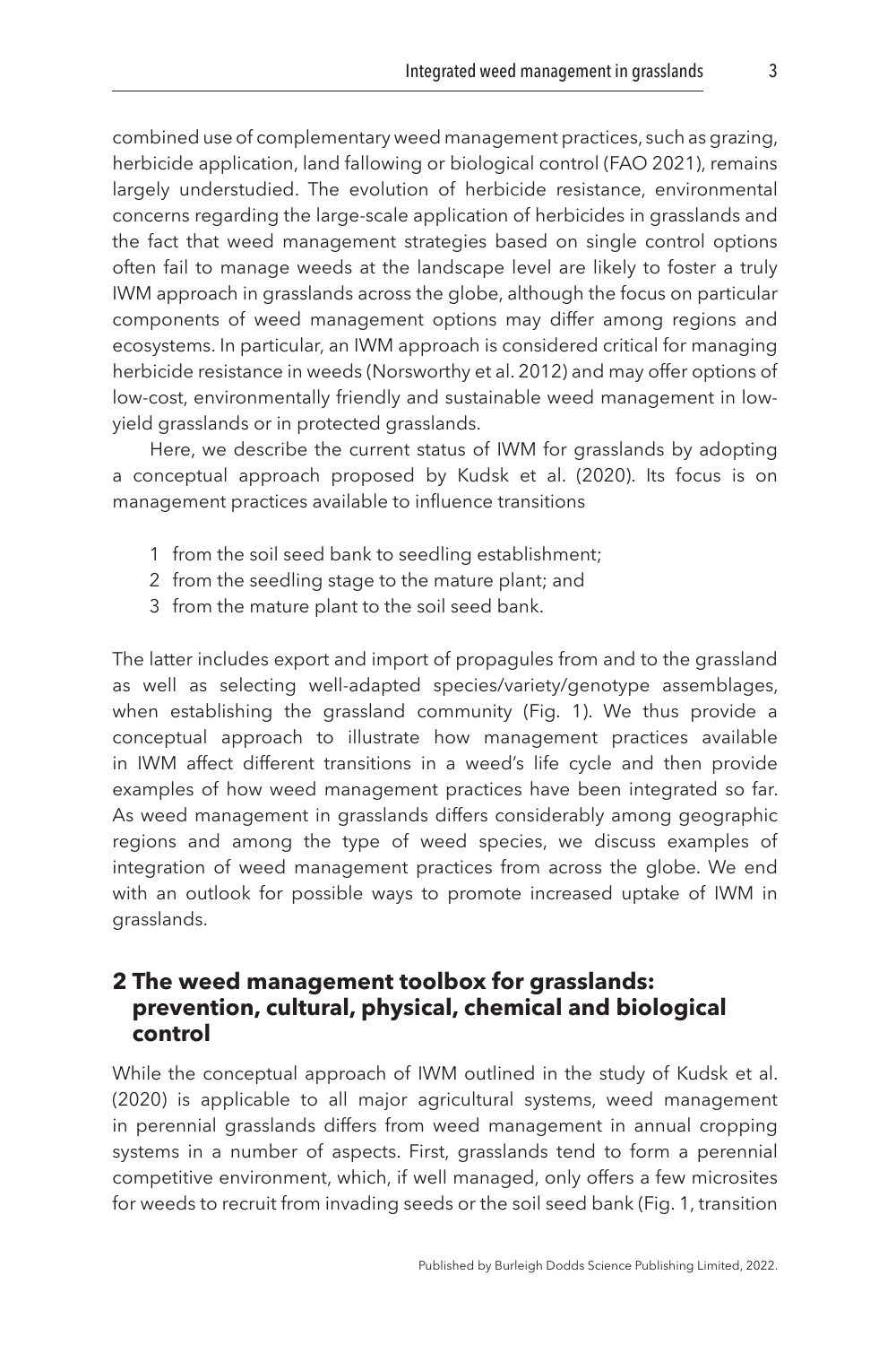combined use of complementary weed management practices, such as grazing, herbicide application, land fallowing or biological control (FAO 2021), remains largely understudied. The evolution of herbicide resistance, environmental concerns regarding the large-scale application of herbicides in grasslands and the fact that weed management strategies based on single control options often fail to manage weeds at the landscape level are likely to foster a truly IWM approach in grasslands across the globe, although the focus on particular components of weed management options may differ among regions and ecosystems. In particular, an IWM approach is considered critical for managing herbicide resistance in weeds (Norsworthy et al. 2012) and may offer options of low-cost, environmentally friendly and sustainable weed management in low-yield grasslands or in protected grasslands.

Here, we describe the current status of IWM for grasslands by adopting a conceptual approach proposed by Kudsk et al. (2020). Its focus is on management practices available to influence transitions

1. from the soil seed bank to seedling establishment;
2. from the seedling stage to the mature plant; and
3. from the mature plant to the soil seed bank.

The latter includes export and import of propagules from and to the grassland as well as selecting well-adapted species/variety/genotype assemblages, when establishing the grassland community (Fig. 1). We thus provide a conceptual approach to illustrate how management practices available in IWM affect different transitions in a weed's life cycle and then provide examples of how weed management practices have been integrated so far. As weed management in grasslands differs considerably among geographic regions and among the type of weed species, we discuss examples of integration of weed management practices from across the globe. We end with an outlook for possible ways to promote increased uptake of IWM in grasslands.

## 2 The weed management toolbox for grasslands: prevention, cultural, physical, chemical and biological control

While the conceptual approach of IWM outlined in the study of Kudsk et al. (2020) is applicable to all major agricultural systems, weed management in perennial grasslands differs from weed management in annual cropping systems in a number of aspects. First, grasslands tend to form a perennial competitive environment, which, if well managed, only offers a few microsites for weeds to recruit from invading seeds or the soil seed bank (Fig. 1, transition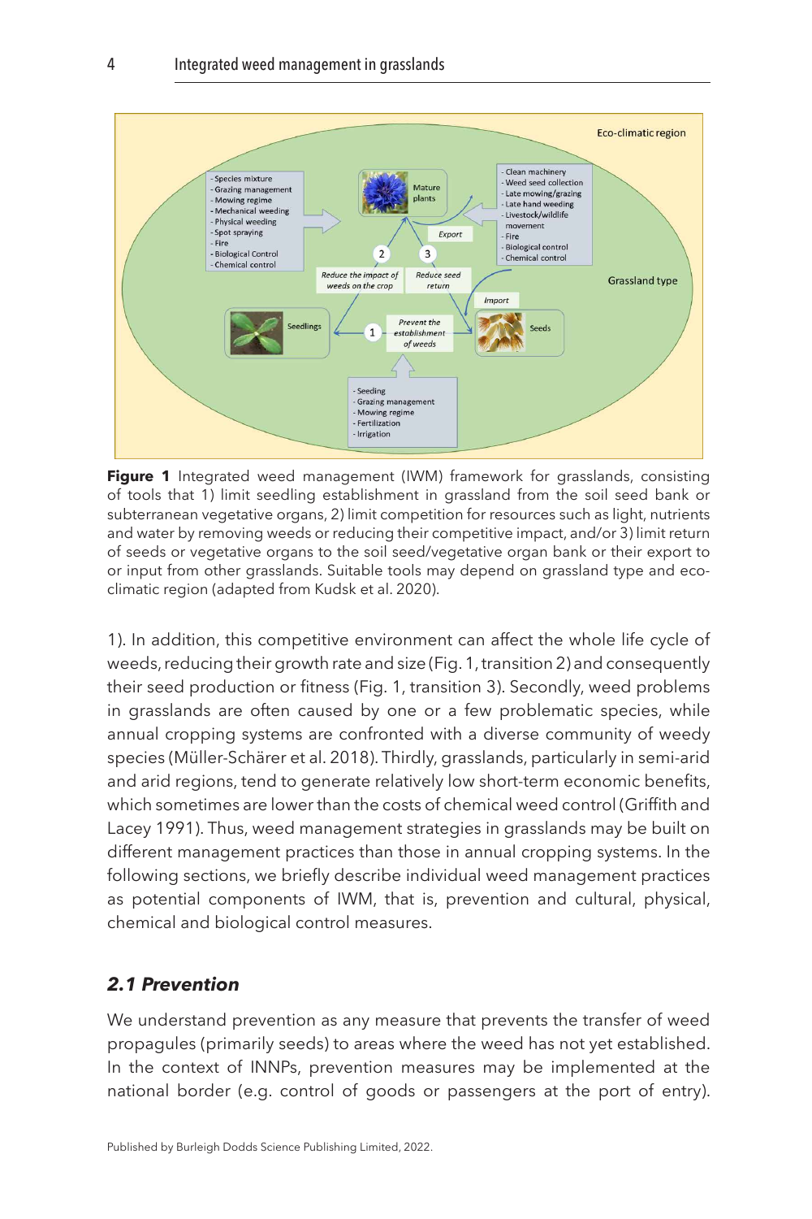**Figure 1** Integrated weed management (IWM) framework for grasslands, consisting of tools that 1) limit seedling establishment in grassland from the soil seed bank or subterranean vegetative organs, 2) limit competition for resources such as light, nutrients and water by removing weeds or reducing their competitive impact, and/or 3) limit return of seeds or vegetative organs to the soil seed/vegetative organ bank or their export to or input from other grasslands. Suitable tools may depend on grassland type and eco-climatic region (adapted from Kudsk et al. 2020).

1). In addition, this competitive environment can affect the whole life cycle of weeds, reducing their growth rate and size (Fig. 1, transition 2) and consequently their seed production or fitness (Fig. 1, transition 3). Secondly, weed problems in grasslands are often caused by one or a few problematic species, while annual cropping systems are confronted with a diverse community of weedy species (Müller-Schärer et al. 2018). Thirdly, grasslands, particularly in semi-arid and arid regions, tend to generate relatively low short-term economic benefits, which sometimes are lower than the costs of chemical weed control (Griffith and Lacey 1991). Thus, weed management strategies in grasslands may be built on different management practices than those in annual cropping systems. In the following sections, we briefly describe individual weed management practices as potential components of IWM, that is, prevention and cultural, physical, chemical and biological control measures.

## *2.1 Prevention*

We understand prevention as any measure that prevents the transfer of weed propagules (primarily seeds) to areas where the weed has not yet established. In the context of INNPs, prevention measures may be implemented at the national border (e.g. control of goods or passengers at the port of entry).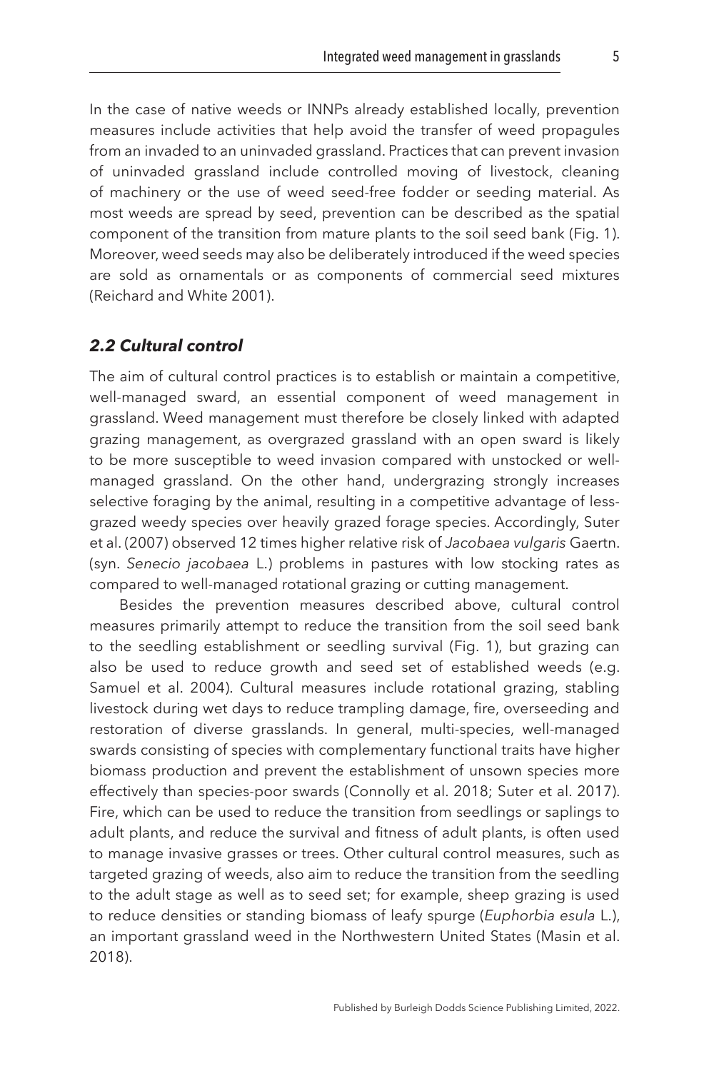In the case of native weeds or INNPs already established locally, prevention measures include activities that help avoid the transfer of weed propagules from an invaded to an uninvaded grassland. Practices that can prevent invasion of uninvaded grassland include controlled moving of livestock, cleaning of machinery or the use of weed seed-free fodder or seeding material. As most weeds are spread by seed, prevention can be described as the spatial component of the transition from mature plants to the soil seed bank (Fig. 1). Moreover, weed seeds may also be deliberately introduced if the weed species are sold as ornamentals or as components of commercial seed mixtures (Reichard and White 2001).

### *2.2 Cultural control*

The aim of cultural control practices is to establish or maintain a competitive, well-managed sward, an essential component of weed management in grassland. Weed management must therefore be closely linked with adapted grazing management, as overgrazed grassland with an open sward is likely to be more susceptible to weed invasion compared with unstocked or well-managed grassland. On the other hand, undergrazing strongly increases selective foraging by the animal, resulting in a competitive advantage of less-grazed weedy species over heavily grazed forage species. Accordingly, Suter et al. (2007) observed 12 times higher relative risk of *Jacobaea vulgaris* Gaertn. (syn. *Senecio jacobaea* L.) problems in pastures with low stocking rates as compared to well-managed rotational grazing or cutting management.

Besides the prevention measures described above, cultural control measures primarily attempt to reduce the transition from the soil seed bank to the seedling establishment or seedling survival (Fig. 1), but grazing can also be used to reduce growth and seed set of established weeds (e.g. Samuel et al. 2004). Cultural measures include rotational grazing, stabling livestock during wet days to reduce trampling damage, fire, overseeding and restoration of diverse grasslands. In general, multi-species, well-managed swards consisting of species with complementary functional traits have higher biomass production and prevent the establishment of unsown species more effectively than species-poor swards (Connolly et al. 2018; Suter et al. 2017). Fire, which can be used to reduce the transition from seedlings or saplings to adult plants, and reduce the survival and fitness of adult plants, is often used to manage invasive grasses or trees. Other cultural control measures, such as targeted grazing of weeds, also aim to reduce the transition from the seedling to the adult stage as well as to seed set; for example, sheep grazing is used to reduce densities or standing biomass of leafy spurge (*Euphorbia esula* L.), an important grassland weed in the Northwestern United States (Masin et al. 2018).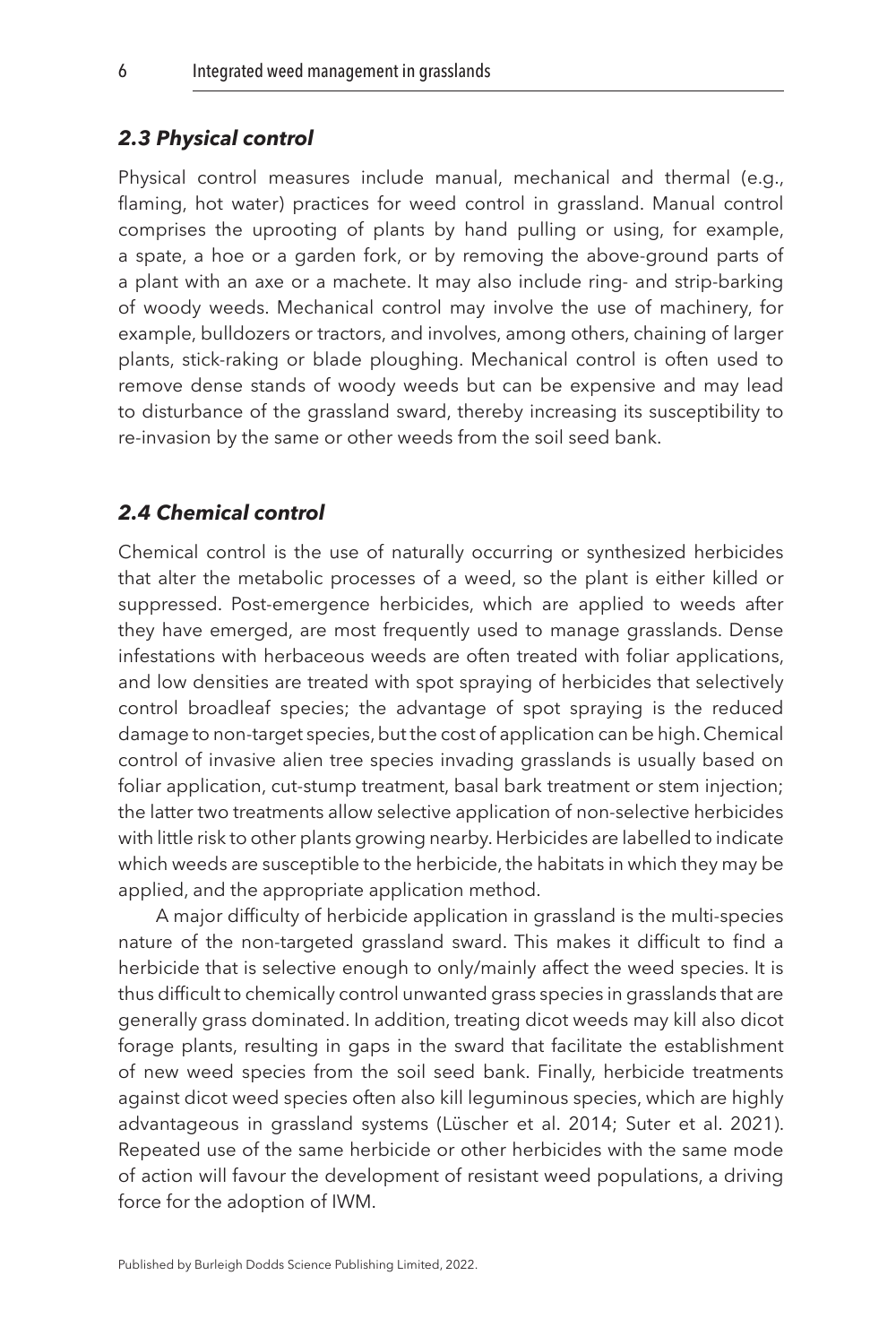### *2.3 Physical control*

Physical control measures include manual, mechanical and thermal (e.g., flaming, hot water) practices for weed control in grassland. Manual control comprises the uprooting of plants by hand pulling or using, for example, a spate, a hoe or a garden fork, or by removing the above-ground parts of a plant with an axe or a machete. It may also include ring- and strip-barking of woody weeds. Mechanical control may involve the use of machinery, for example, bulldozers or tractors, and involves, among others, chaining of larger plants, stick-raking or blade ploughing. Mechanical control is often used to remove dense stands of woody weeds but can be expensive and may lead to disturbance of the grassland sward, thereby increasing its susceptibility to re-invasion by the same or other weeds from the soil seed bank.

### *2.4 Chemical control*

Chemical control is the use of naturally occurring or synthesized herbicides that alter the metabolic processes of a weed, so the plant is either killed or suppressed. Post-emergence herbicides, which are applied to weeds after they have emerged, are most frequently used to manage grasslands. Dense infestations with herbaceous weeds are often treated with foliar applications, and low densities are treated with spot spraying of herbicides that selectively control broadleaf species; the advantage of spot spraying is the reduced damage to non-target species, but the cost of application can be high. Chemical control of invasive alien tree species invading grasslands is usually based on foliar application, cut-stump treatment, basal bark treatment or stem injection; the latter two treatments allow selective application of non-selective herbicides with little risk to other plants growing nearby. Herbicides are labelled to indicate which weeds are susceptible to the herbicide, the habitats in which they may be applied, and the appropriate application method.

A major difficulty of herbicide application in grassland is the multi-species nature of the non-targeted grassland sward. This makes it difficult to find a herbicide that is selective enough to only/mainly affect the weed species. It is thus difficult to chemically control unwanted grass species in grasslands that are generally grass dominated. In addition, treating dicot weeds may kill also dicot forage plants, resulting in gaps in the sward that facilitate the establishment of new weed species from the soil seed bank. Finally, herbicide treatments against dicot weed species often also kill leguminous species, which are highly advantageous in grassland systems (Lüscher et al. 2014; Suter et al. 2021). Repeated use of the same herbicide or other herbicides with the same mode of action will favour the development of resistant weed populations, a driving force for the adoption of IWM.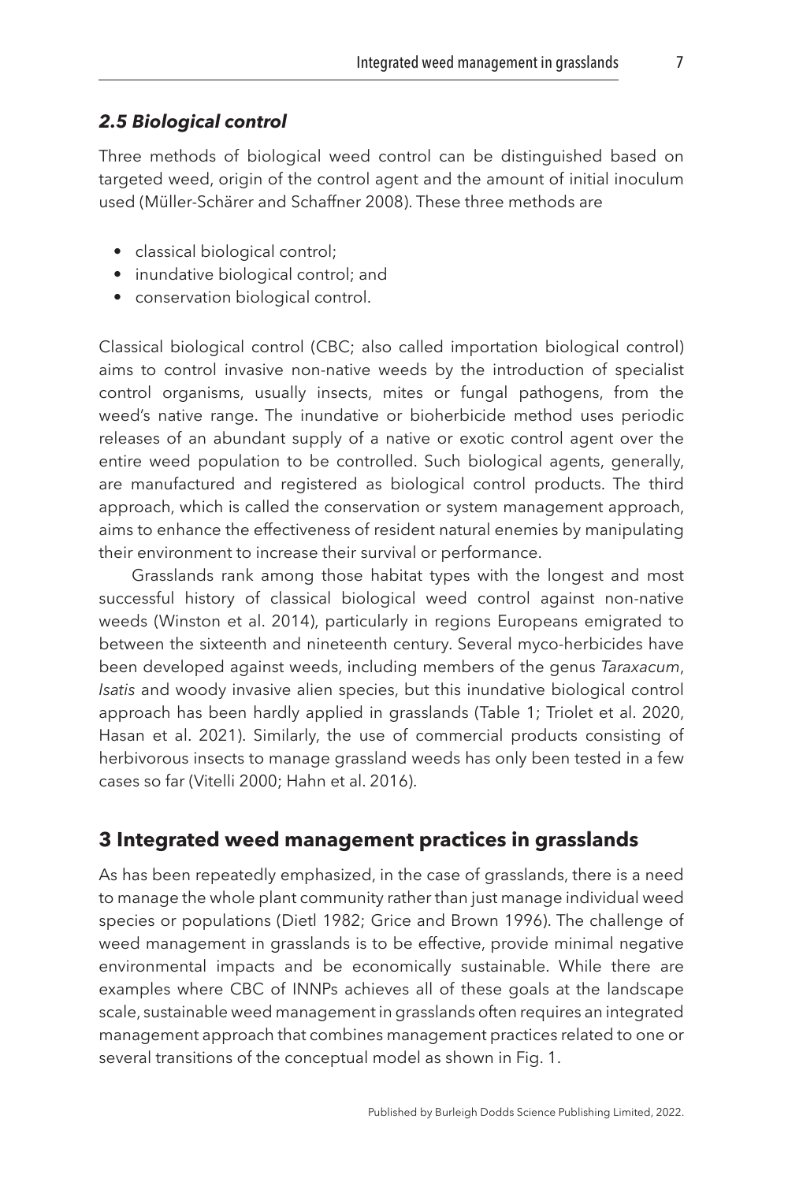### *2.5 Biological control*

Three methods of biological weed control can be distinguished based on targeted weed, origin of the control agent and the amount of initial inoculum used (Müller-Schärer and Schaffner 2008). These three methods are

- classical biological control;
- inundative biological control; and
- conservation biological control.

Classical biological control (CBC; also called importation biological control) aims to control invasive non-native weeds by the introduction of specialist control organisms, usually insects, mites or fungal pathogens, from the weed's native range. The inundative or bioherbicide method uses periodic releases of an abundant supply of a native or exotic control agent over the entire weed population to be controlled. Such biological agents, generally, are manufactured and registered as biological control products. The third approach, which is called the conservation or system management approach, aims to enhance the effectiveness of resident natural enemies by manipulating their environment to increase their survival or performance.

Grasslands rank among those habitat types with the longest and most successful history of classical biological weed control against non-native weeds (Winston et al. 2014), particularly in regions Europeans emigrated to between the sixteenth and nineteenth century. Several myco-herbicides have been developed against weeds, including members of the genus *Taraxacum*, *Isatis* and woody invasive alien species, but this inundative biological control approach has been hardly applied in grasslands (Table 1; Triolet et al. 2020, Hasan et al. 2021). Similarly, the use of commercial products consisting of herbivorous insects to manage grassland weeds has only been tested in a few cases so far (Vitelli 2000; Hahn et al. 2016).

## 3 Integrated weed management practices in grasslands

As has been repeatedly emphasized, in the case of grasslands, there is a need to manage the whole plant community rather than just manage individual weed species or populations (Dietl 1982; Grice and Brown 1996). The challenge of weed management in grasslands is to be effective, provide minimal negative environmental impacts and be economically sustainable. While there are examples where CBC of INNPs achieves all of these goals at the landscape scale, sustainable weed management in grasslands often requires an integrated management approach that combines management practices related to one or several transitions of the conceptual model as shown in Fig. 1.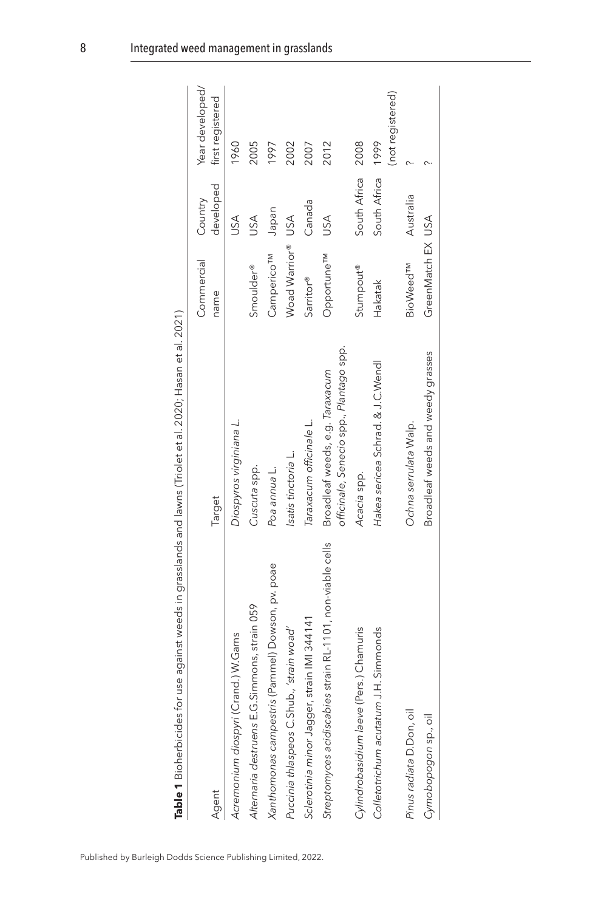**Table 1** Bioherbicides for use against weeds in grasslands and lawns (Triolet et al. 2020; Hasan et al. 2021)

| Agent | Target | Commercial name | Country developed | Year developed/ first registered |
|---|---|---|---|---|
| *Acremonium diospyri* (Crand.) W.Gams | *Diospyros virginiana* L. | | USA | 1960 |
| *Alternaria destruens* E.G.Simmons, strain 059 | *Cuscuta* spp. | Smoulder® | USA | 2005 |
| *Xanthomonas campestris* (Pammel) Dowson, pv. poae | *Poa annua* L. | Camperico™ | Japan | 1997 |
| *Puccinia thlaspeos* C.Shub., *'strain woad'* | *Isatis tinctoria* L. | Woad Warrior® | USA | 2002 |
| *Sclerotinia minor* Jagger, strain IMI 344141 | *Taraxacum officinale* L. | Sarritor® | Canada | 2007 |
| *Streptomyces acidiscabies* strain RL-1101, non-viable cells | Broadleaf weeds, e.g. *Taraxacum officinale*, *Senecio* spp., *Plantago* spp. | Opportune™ | USA | 2012 |
| *Cylindrobasidium laeve* (Pers.) Chamuris | *Acacia* spp. | Stumpout® | South Africa | 2008 |
| *Colletotrichum acutatum* J.H. Simmonds | *Hakea sericea* Schrad. & J.C.Wendl | Hakatak | South Africa | 1999 (not registered) |
| *Pinus radiata* D.Don, oil | *Ochna serrulata* Walp. | BioWeed™ | Australia | ? |
| *Cymobopogon* sp., oil | Broadleaf weeds and weedy grasses | GreenMatch EX | USA | ? |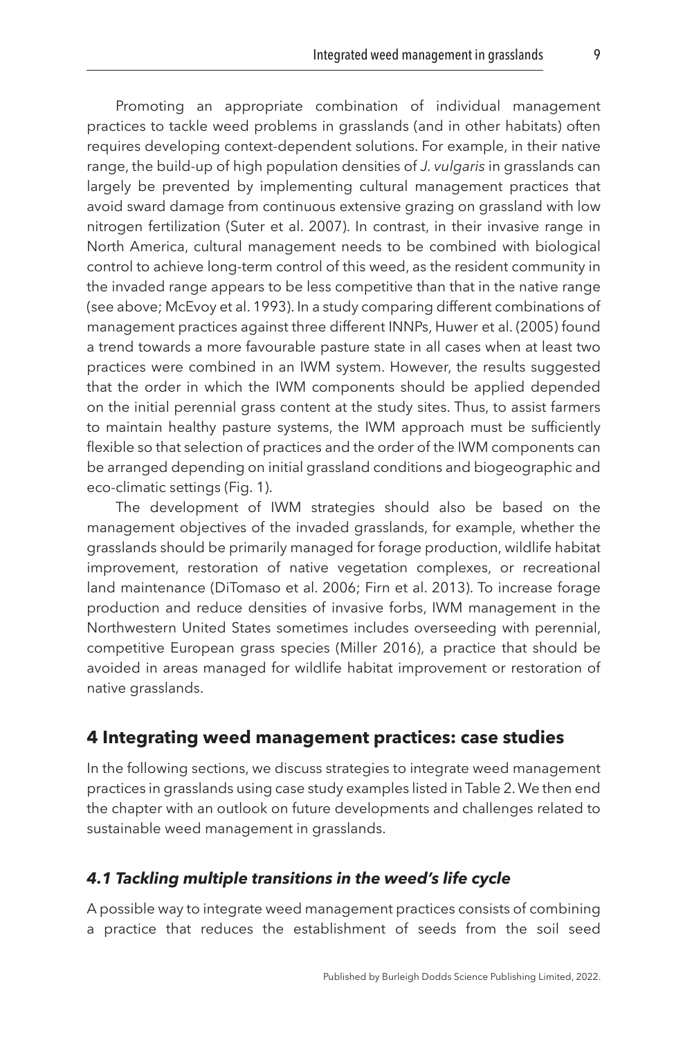Promoting an appropriate combination of individual management practices to tackle weed problems in grasslands (and in other habitats) often requires developing context-dependent solutions. For example, in their native range, the build-up of high population densities of *J. vulgaris* in grasslands can largely be prevented by implementing cultural management practices that avoid sward damage from continuous extensive grazing on grassland with low nitrogen fertilization (Suter et al. 2007). In contrast, in their invasive range in North America, cultural management needs to be combined with biological control to achieve long-term control of this weed, as the resident community in the invaded range appears to be less competitive than that in the native range (see above; McEvoy et al. 1993). In a study comparing different combinations of management practices against three different INNPs, Huwer et al. (2005) found a trend towards a more favourable pasture state in all cases when at least two practices were combined in an IWM system. However, the results suggested that the order in which the IWM components should be applied depended on the initial perennial grass content at the study sites. Thus, to assist farmers to maintain healthy pasture systems, the IWM approach must be sufficiently flexible so that selection of practices and the order of the IWM components can be arranged depending on initial grassland conditions and biogeographic and eco-climatic settings (Fig. 1).

The development of IWM strategies should also be based on the management objectives of the invaded grasslands, for example, whether the grasslands should be primarily managed for forage production, wildlife habitat improvement, restoration of native vegetation complexes, or recreational land maintenance (DiTomaso et al. 2006; Firn et al. 2013). To increase forage production and reduce densities of invasive forbs, IWM management in the Northwestern United States sometimes includes overseeding with perennial, competitive European grass species (Miller 2016), a practice that should be avoided in areas managed for wildlife habitat improvement or restoration of native grasslands.

## 4 Integrating weed management practices: case studies

In the following sections, we discuss strategies to integrate weed management practices in grasslands using case study examples listed in Table 2. We then end the chapter with an outlook on future developments and challenges related to sustainable weed management in grasslands.

### *4.1 Tackling multiple transitions in the weed's life cycle*

A possible way to integrate weed management practices consists of combining a practice that reduces the establishment of seeds from the soil seed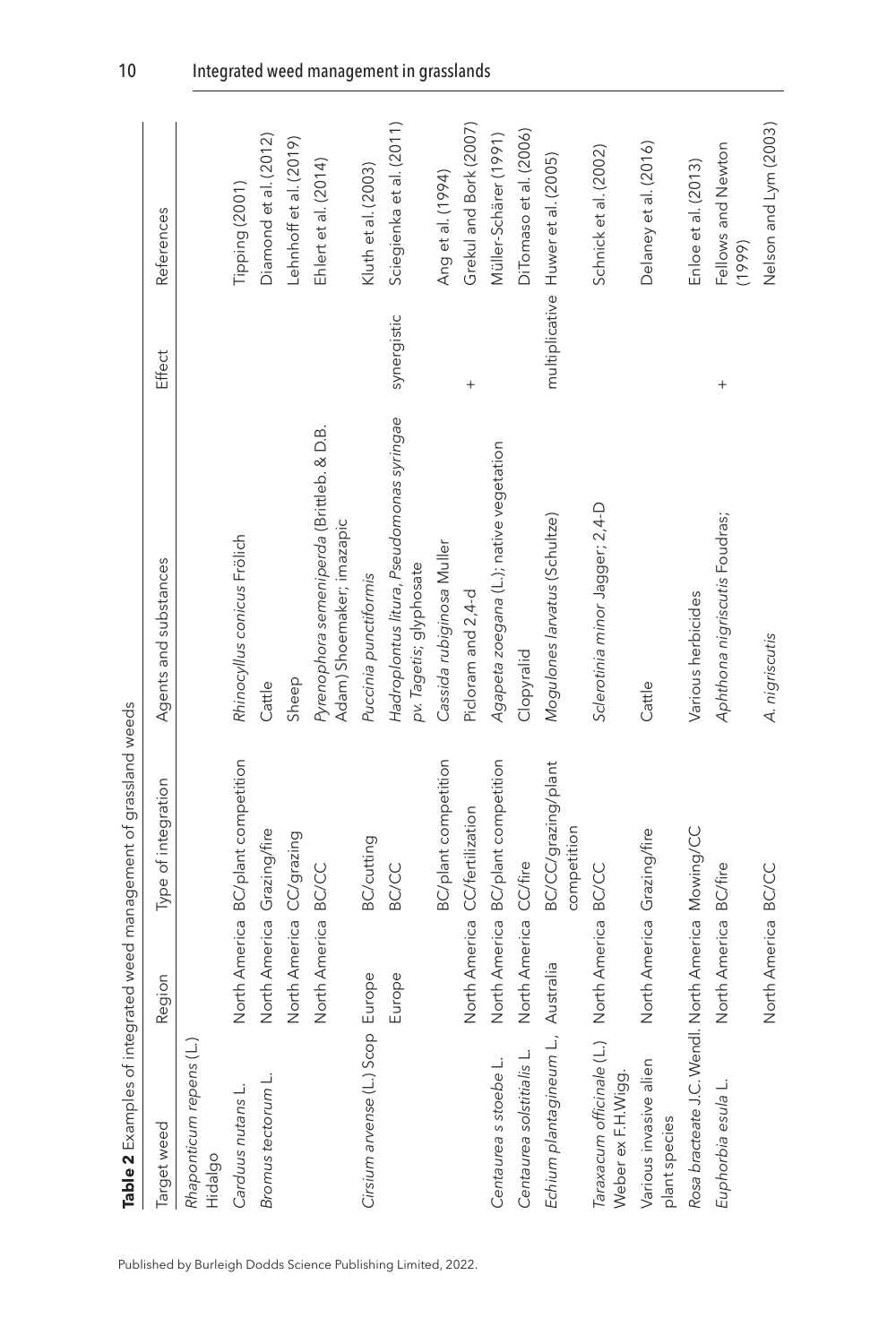**Table 2** Examples of integrated weed management of grassland weeds

| Target weed | Region | Type of integration | Agents and substances | Effect | References |
|---|---|---|---|---|---|
| *Rhaponticum repens* (L.) Hidalgo | | | | | |
| *Carduus nutans* L. | North America | BC/plant competition | *Rhinocyllus conicus* Frölich | | Tipping (2001) |
| *Bromus tectorum* L. | North America | Grazing/fire | Cattle | | Diamond et al. (2012) |
| | North America | CC/grazing | Sheep | | Lehnhoff et al. (2019) |
| | North America | BC/CC | *Pyrenophora semeniperda* (Brittleb. & D.B. Adam) Shoemaker; imazapic | | Ehlert et al. (2014) |
| *Cirsium arvense* (L.) Scop | Europe | BC/cutting | *Puccinia punctiformis* | | Kluth et al. (2003) |
| | Europe | BC/CC | *Hadroplontus litura*, *Pseudomonas syringae* pv. *Tagetis*; glyphosate | synergistic | Sciegienka et al. (2011) |
| | | BC/plant competition | *Cassida rubiginosa* Muller | | Ang et al. (1994) |
| | North America | CC/fertilization | Picloram and 2,4-d | + | Grekul and Bork (2007) |
| *Centaurea s stoebe* L. | North America | BC/plant competition | *Agapeta zoegana* (L.); native vegetation | | Müller-Schärer (1991) |
| *Centaurea solstitialis* L. | North America | CC/fire | Clopyralid | | DiTomaso et al. (2006) |
| *Echium plantagineum* L., | Australia | BC/CC/grazing/plant competition | *Mogulones larvatus* (Schultze) | multiplicative | Huwer et al. (2005) |
| *Taraxacum officinale* (L.) Weber ex F.H.Wigg. | North America | BC/CC | *Sclerotinia minor* Jagger; 2,4-D | | Schnick et al. (2002) |
| Various invasive alien plant species | North America | Grazing/fire | Cattle | | Delaney et al. (2016) |
| *Rosa bracteate* J.C. Wendl. | North America | Mowing/CC | Various herbicides | | Enloe et al. (2013) |
| *Euphorbia esula* L. | North America | BC/fire | *Aphthona nigriscutis* Foudras; | + | Fellows and Newton (1999) |
| | North America | BC/CC | *A. nigriscutis* | | Nelson and Lym (2003) |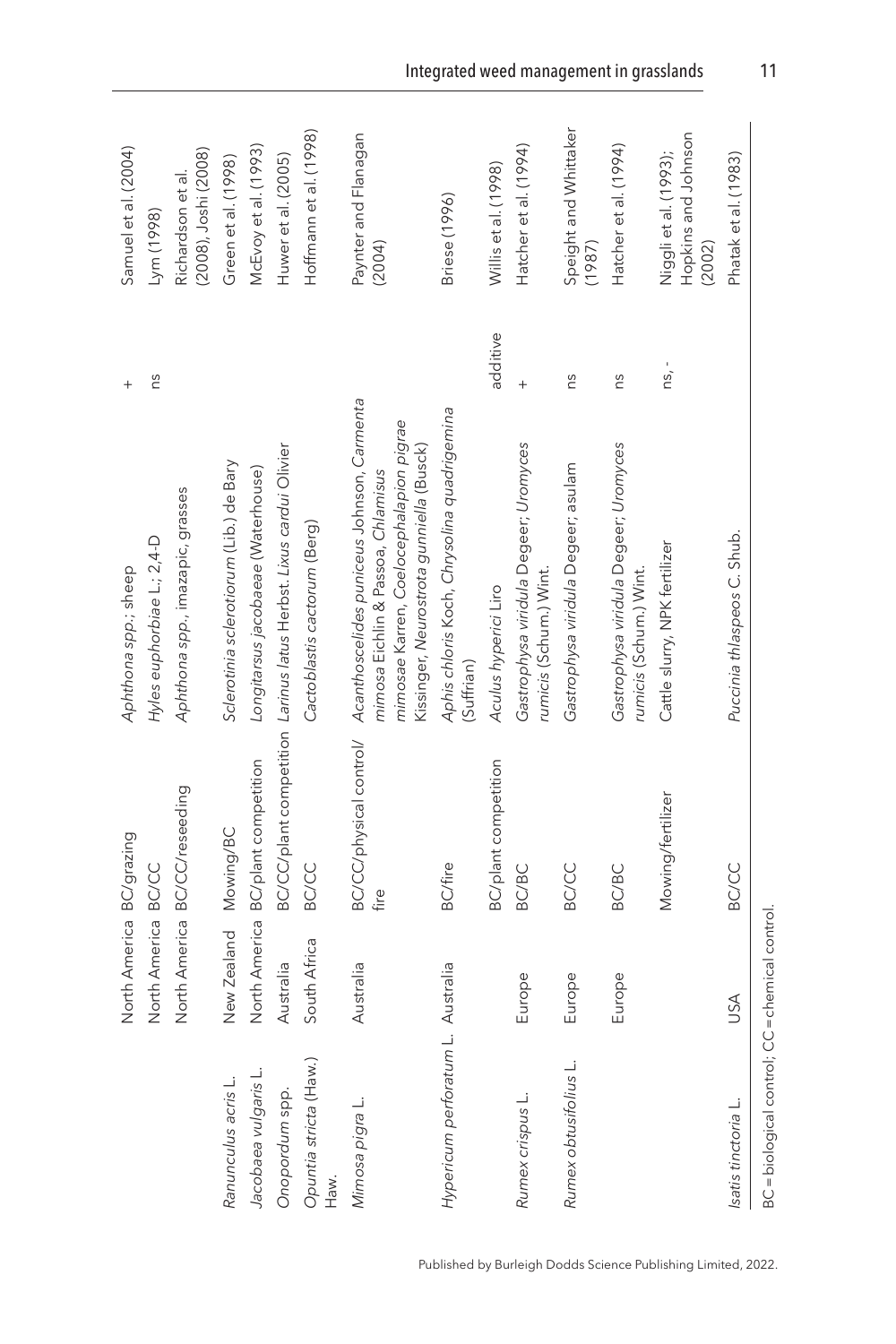| | North America | BC/grazing | *Aphthona* spp.; sheep | + | Samuel et al. (2004) |
|---|---|---|---|---|---|
| | North America | BC/CC | *Hyles euphorbiae* L.; 2,4-D | ns | Lym (1998) |
| | North America | BC/CC/reseeding | *Aphthona* spp., imazapic, grasses | | Richardson et al. (2008), Joshi (2008) |
| *Ranunculus acris* L. | New Zealand | Mowing/BC | *Sclerotinia sclerotiorum* (Lib.) de Bary | | Green et al. (1998) |
| *Jacobaea vulgaris* L. | North America | BC/plant competition | *Longitarsus jacobaeae* (Waterhouse) | | McEvoy et al. (1993) |
| *Onopordum* spp. | Australia | BC/CC/plant competition | *Larinus latus* Herbst. *Lixus cardui* Olivier | | Huwer et al. (2005) |
| *Opuntia stricta* (Haw.) Haw. | South Africa | BC/CC | *Cactoblastis cactorum* (Berg) | | Hoffmann et al. (1998) |
| *Mimosa pigra* L. | Australia | BC/CC/physical control/ fire | *Acanthoscelides puniceus* Johnson, *Carmenta mimosa* Eichlin & Passoa, *Chlamisus mimosae* Karren, *Coelocephalapion pigrae* Kissinger, *Neurostrota gunniella* (Busck) | | Paynter and Flanagan (2004) |
| *Hypericum perforatum* L. | Australia | BC/fire | *Aphis chloris* Koch, *Chrysolina quadrigemina* (Suffrian) | | Briese (1996) |
| | | BC/plant competition | *Aculus hyperici* Liro | additive | Willis et al. (1998) |
| *Rumex crispus* L. | Europe | BC/BC | *Gastrophysa viridula* Degeer; *Uromyces rumicis* (Schum.) Wint. | + | Hatcher et al. (1994) |
| *Rumex obtusifolius* L. | Europe | BC/CC | *Gastrophysa viridula* Degeer; asulam | ns | Speight and Whittaker (1987) |
| | Europe | BC/BC | *Gastrophysa viridula* Degeer; *Uromyces rumicis* (Schum.) Wint. | ns | Hatcher et al. (1994) |
| | | Mowing/fertilizer | Cattle slurry, NPK fertilizer | ns, - | Niggli et al. (1993); Hopkins and Johnson (2002) |
| *Isatis tinctoria* L. | USA | BC/CC | *Puccinia thlaspeos* C. Shub. | | Phatak et al. (1983) |

BC = biological control; CC = chemical control.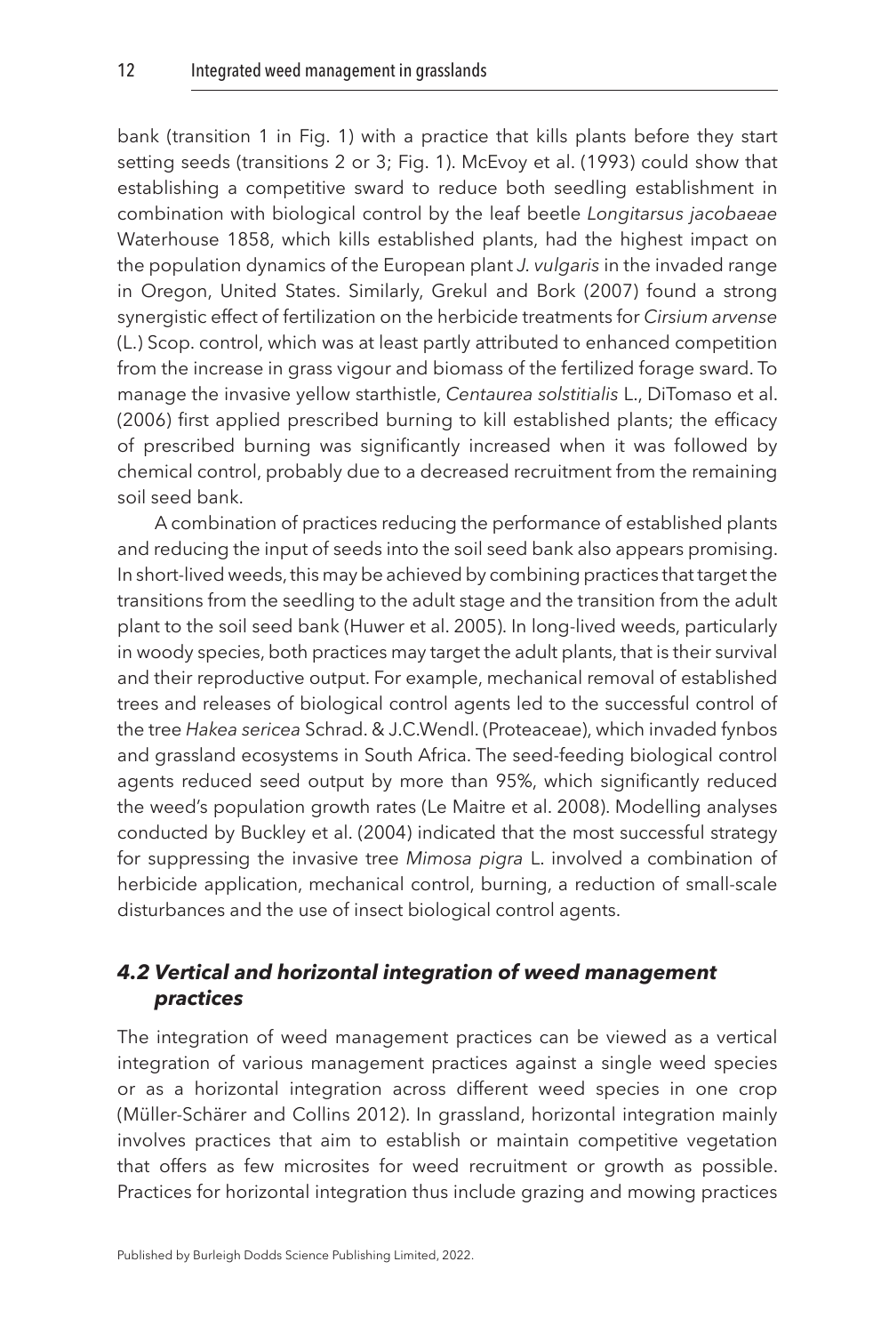bank (transition 1 in Fig. 1) with a practice that kills plants before they start setting seeds (transitions 2 or 3; Fig. 1). McEvoy et al. (1993) could show that establishing a competitive sward to reduce both seedling establishment in combination with biological control by the leaf beetle *Longitarsus jacobaeae* Waterhouse 1858, which kills established plants, had the highest impact on the population dynamics of the European plant *J. vulgaris* in the invaded range in Oregon, United States. Similarly, Grekul and Bork (2007) found a strong synergistic effect of fertilization on the herbicide treatments for *Cirsium arvense* (L.) Scop. control, which was at least partly attributed to enhanced competition from the increase in grass vigour and biomass of the fertilized forage sward. To manage the invasive yellow starthistle, *Centaurea solstitialis* L., DiTomaso et al. (2006) first applied prescribed burning to kill established plants; the efficacy of prescribed burning was significantly increased when it was followed by chemical control, probably due to a decreased recruitment from the remaining soil seed bank.

A combination of practices reducing the performance of established plants and reducing the input of seeds into the soil seed bank also appears promising. In short-lived weeds, this may be achieved by combining practices that target the transitions from the seedling to the adult stage and the transition from the adult plant to the soil seed bank (Huwer et al. 2005). In long-lived weeds, particularly in woody species, both practices may target the adult plants, that is their survival and their reproductive output. For example, mechanical removal of established trees and releases of biological control agents led to the successful control of the tree *Hakea sericea* Schrad. & J.C.Wendl. (Proteaceae), which invaded fynbos and grassland ecosystems in South Africa. The seed-feeding biological control agents reduced seed output by more than 95%, which significantly reduced the weed's population growth rates (Le Maitre et al. 2008). Modelling analyses conducted by Buckley et al. (2004) indicated that the most successful strategy for suppressing the invasive tree *Mimosa pigra* L. involved a combination of herbicide application, mechanical control, burning, a reduction of small-scale disturbances and the use of insect biological control agents.

### *4.2 Vertical and horizontal integration of weed management practices*

The integration of weed management practices can be viewed as a vertical integration of various management practices against a single weed species or as a horizontal integration across different weed species in one crop (Müller-Schärer and Collins 2012). In grassland, horizontal integration mainly involves practices that aim to establish or maintain competitive vegetation that offers as few microsites for weed recruitment or growth as possible. Practices for horizontal integration thus include grazing and mowing practices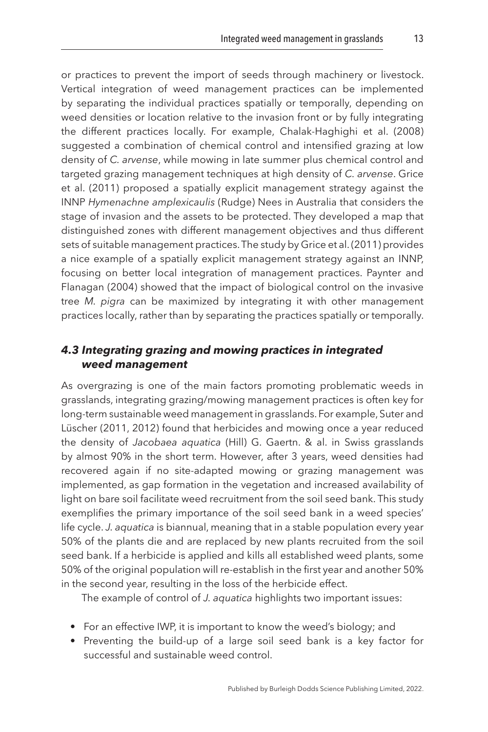or practices to prevent the import of seeds through machinery or livestock. Vertical integration of weed management practices can be implemented by separating the individual practices spatially or temporally, depending on weed densities or location relative to the invasion front or by fully integrating the different practices locally. For example, Chalak-Haghighi et al. (2008) suggested a combination of chemical control and intensified grazing at low density of *C. arvense*, while mowing in late summer plus chemical control and targeted grazing management techniques at high density of *C. arvense*. Grice et al. (2011) proposed a spatially explicit management strategy against the INNP *Hymenachne amplexicaulis* (Rudge) Nees in Australia that considers the stage of invasion and the assets to be protected. They developed a map that distinguished zones with different management objectives and thus different sets of suitable management practices. The study by Grice et al. (2011) provides a nice example of a spatially explicit management strategy against an INNP, focusing on better local integration of management practices. Paynter and Flanagan (2004) showed that the impact of biological control on the invasive tree *M. pigra* can be maximized by integrating it with other management practices locally, rather than by separating the practices spatially or temporally.

### 4.3 Integrating grazing and mowing practices in integrated weed management

As overgrazing is one of the main factors promoting problematic weeds in grasslands, integrating grazing/mowing management practices is often key for long-term sustainable weed management in grasslands. For example, Suter and Lüscher (2011, 2012) found that herbicides and mowing once a year reduced the density of *Jacobaea aquatica* (Hill) G. Gaertn. & al. in Swiss grasslands by almost 90% in the short term. However, after 3 years, weed densities had recovered again if no site-adapted mowing or grazing management was implemented, as gap formation in the vegetation and increased availability of light on bare soil facilitate weed recruitment from the soil seed bank. This study exemplifies the primary importance of the soil seed bank in a weed species' life cycle. *J. aquatica* is biannual, meaning that in a stable population every year 50% of the plants die and are replaced by new plants recruited from the soil seed bank. If a herbicide is applied and kills all established weed plants, some 50% of the original population will re-establish in the first year and another 50% in the second year, resulting in the loss of the herbicide effect.

The example of control of *J. aquatica* highlights two important issues:

- For an effective IWP, it is important to know the weed's biology; and
- Preventing the build-up of a large soil seed bank is a key factor for successful and sustainable weed control.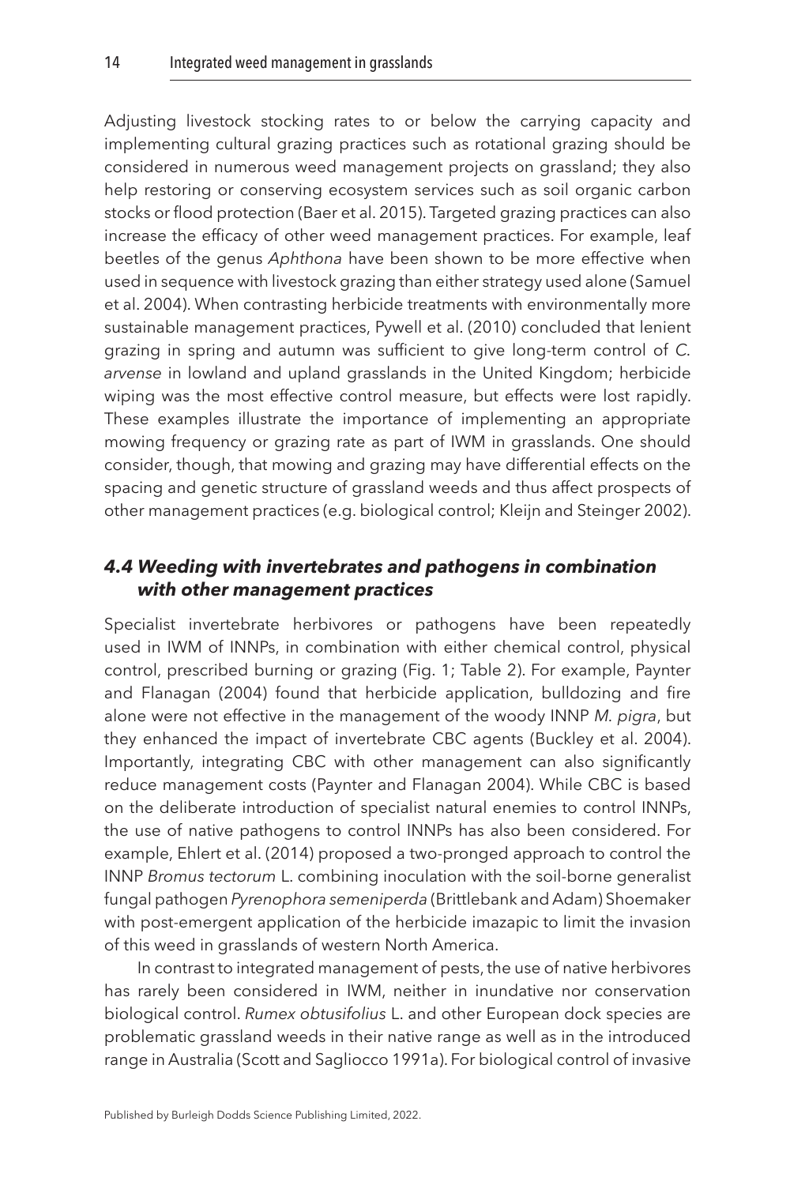Adjusting livestock stocking rates to or below the carrying capacity and implementing cultural grazing practices such as rotational grazing should be considered in numerous weed management projects on grassland; they also help restoring or conserving ecosystem services such as soil organic carbon stocks or flood protection (Baer et al. 2015). Targeted grazing practices can also increase the efficacy of other weed management practices. For example, leaf beetles of the genus *Aphthona* have been shown to be more effective when used in sequence with livestock grazing than either strategy used alone (Samuel et al. 2004). When contrasting herbicide treatments with environmentally more sustainable management practices, Pywell et al. (2010) concluded that lenient grazing in spring and autumn was sufficient to give long-term control of *C. arvense* in lowland and upland grasslands in the United Kingdom; herbicide wiping was the most effective control measure, but effects were lost rapidly. These examples illustrate the importance of implementing an appropriate mowing frequency or grazing rate as part of IWM in grasslands. One should consider, though, that mowing and grazing may have differential effects on the spacing and genetic structure of grassland weeds and thus affect prospects of other management practices (e.g. biological control; Kleijn and Steinger 2002).

### *4.4 Weeding with invertebrates and pathogens in combination with other management practices*

Specialist invertebrate herbivores or pathogens have been repeatedly used in IWM of INNPs, in combination with either chemical control, physical control, prescribed burning or grazing (Fig. 1; Table 2). For example, Paynter and Flanagan (2004) found that herbicide application, bulldozing and fire alone were not effective in the management of the woody INNP *M. pigra*, but they enhanced the impact of invertebrate CBC agents (Buckley et al. 2004). Importantly, integrating CBC with other management can also significantly reduce management costs (Paynter and Flanagan 2004). While CBC is based on the deliberate introduction of specialist natural enemies to control INNPs, the use of native pathogens to control INNPs has also been considered. For example, Ehlert et al. (2014) proposed a two-pronged approach to control the INNP *Bromus tectorum* L. combining inoculation with the soil-borne generalist fungal pathogen *Pyrenophora semeniperda* (Brittlebank and Adam) Shoemaker with post-emergent application of the herbicide imazapic to limit the invasion of this weed in grasslands of western North America.

In contrast to integrated management of pests, the use of native herbivores has rarely been considered in IWM, neither in inundative nor conservation biological control. *Rumex obtusifolius* L. and other European dock species are problematic grassland weeds in their native range as well as in the introduced range in Australia (Scott and Sagliocco 1991a). For biological control of invasive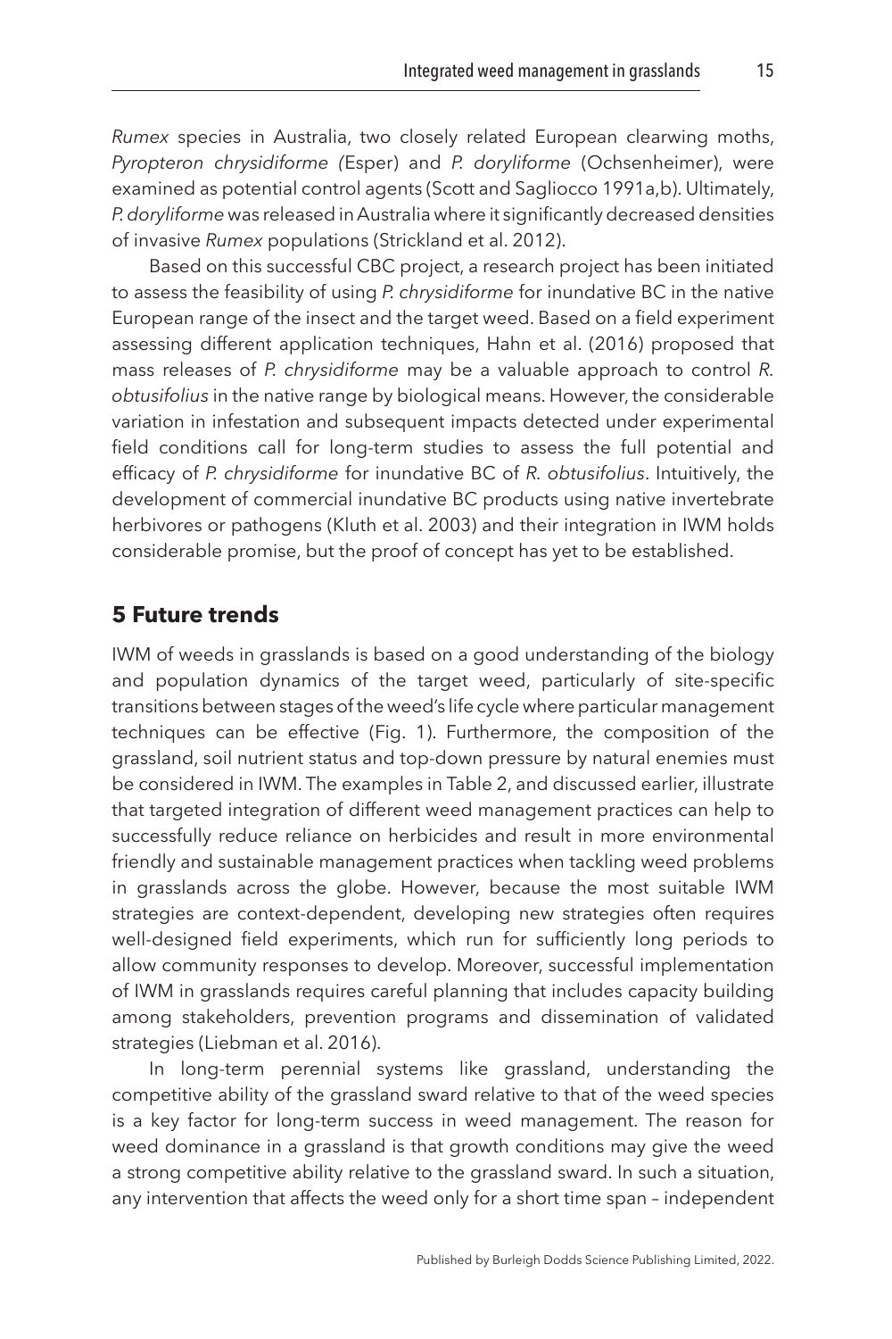*Rumex* species in Australia, two closely related European clearwing moths, *Pyropteron chrysidiforme (*Esper) and *P. doryliforme* (Ochsenheimer), were examined as potential control agents (Scott and Sagliocco 1991a,b). Ultimately, *P. doryliforme* was released in Australia where it significantly decreased densities of invasive *Rumex* populations (Strickland et al. 2012).

Based on this successful CBC project, a research project has been initiated to assess the feasibility of using *P. chrysidiforme* for inundative BC in the native European range of the insect and the target weed. Based on a field experiment assessing different application techniques, Hahn et al. (2016) proposed that mass releases of *P. chrysidiforme* may be a valuable approach to control *R. obtusifolius* in the native range by biological means. However, the considerable variation in infestation and subsequent impacts detected under experimental field conditions call for long-term studies to assess the full potential and efficacy of *P. chrysidiforme* for inundative BC of *R. obtusifolius*. Intuitively, the development of commercial inundative BC products using native invertebrate herbivores or pathogens (Kluth et al. 2003) and their integration in IWM holds considerable promise, but the proof of concept has yet to be established.

## 5 Future trends

IWM of weeds in grasslands is based on a good understanding of the biology and population dynamics of the target weed, particularly of site-specific transitions between stages of the weed's life cycle where particular management techniques can be effective (Fig. 1). Furthermore, the composition of the grassland, soil nutrient status and top-down pressure by natural enemies must be considered in IWM. The examples in Table 2, and discussed earlier, illustrate that targeted integration of different weed management practices can help to successfully reduce reliance on herbicides and result in more environmental friendly and sustainable management practices when tackling weed problems in grasslands across the globe. However, because the most suitable IWM strategies are context-dependent, developing new strategies often requires well-designed field experiments, which run for sufficiently long periods to allow community responses to develop. Moreover, successful implementation of IWM in grasslands requires careful planning that includes capacity building among stakeholders, prevention programs and dissemination of validated strategies (Liebman et al. 2016).

In long-term perennial systems like grassland, understanding the competitive ability of the grassland sward relative to that of the weed species is a key factor for long-term success in weed management. The reason for weed dominance in a grassland is that growth conditions may give the weed a strong competitive ability relative to the grassland sward. In such a situation, any intervention that affects the weed only for a short time span – independent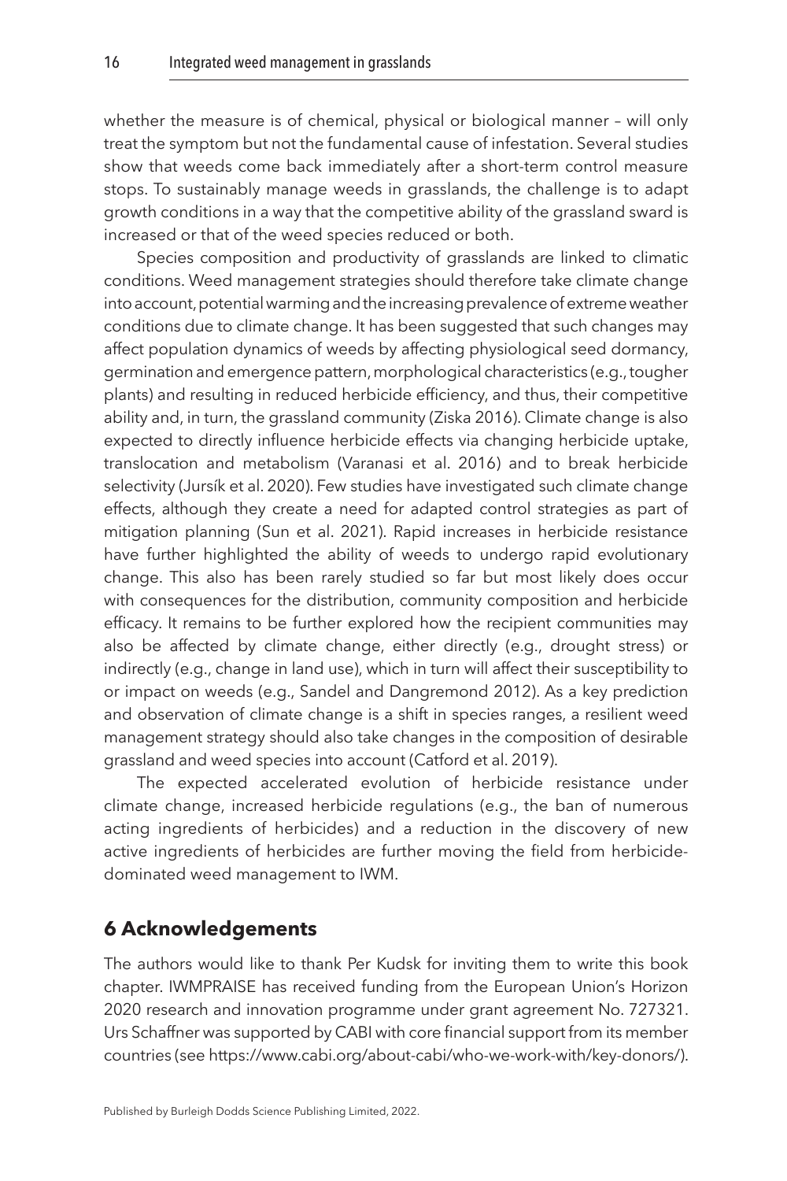whether the measure is of chemical, physical or biological manner – will only treat the symptom but not the fundamental cause of infestation. Several studies show that weeds come back immediately after a short-term control measure stops. To sustainably manage weeds in grasslands, the challenge is to adapt growth conditions in a way that the competitive ability of the grassland sward is increased or that of the weed species reduced or both.

Species composition and productivity of grasslands are linked to climatic conditions. Weed management strategies should therefore take climate change into account, potential warming and the increasing prevalence of extreme weather conditions due to climate change. It has been suggested that such changes may affect population dynamics of weeds by affecting physiological seed dormancy, germination and emergence pattern, morphological characteristics (e.g., tougher plants) and resulting in reduced herbicide efficiency, and thus, their competitive ability and, in turn, the grassland community (Ziska 2016). Climate change is also expected to directly influence herbicide effects via changing herbicide uptake, translocation and metabolism (Varanasi et al. 2016) and to break herbicide selectivity (Jursík et al. 2020). Few studies have investigated such climate change effects, although they create a need for adapted control strategies as part of mitigation planning (Sun et al. 2021). Rapid increases in herbicide resistance have further highlighted the ability of weeds to undergo rapid evolutionary change. This also has been rarely studied so far but most likely does occur with consequences for the distribution, community composition and herbicide efficacy. It remains to be further explored how the recipient communities may also be affected by climate change, either directly (e.g., drought stress) or indirectly (e.g., change in land use), which in turn will affect their susceptibility to or impact on weeds (e.g., Sandel and Dangremond 2012). As a key prediction and observation of climate change is a shift in species ranges, a resilient weed management strategy should also take changes in the composition of desirable grassland and weed species into account (Catford et al. 2019).

The expected accelerated evolution of herbicide resistance under climate change, increased herbicide regulations (e.g., the ban of numerous acting ingredients of herbicides) and a reduction in the discovery of new active ingredients of herbicides are further moving the field from herbicide-dominated weed management to IWM.

## 6 Acknowledgements

The authors would like to thank Per Kudsk for inviting them to write this book chapter. IWMPRAISE has received funding from the European Union's Horizon 2020 research and innovation programme under grant agreement No. 727321. Urs Schaffner was supported by CABI with core financial support from its member countries (see https://www.cabi.org/about-cabi/who-we-work-with/key-donors/).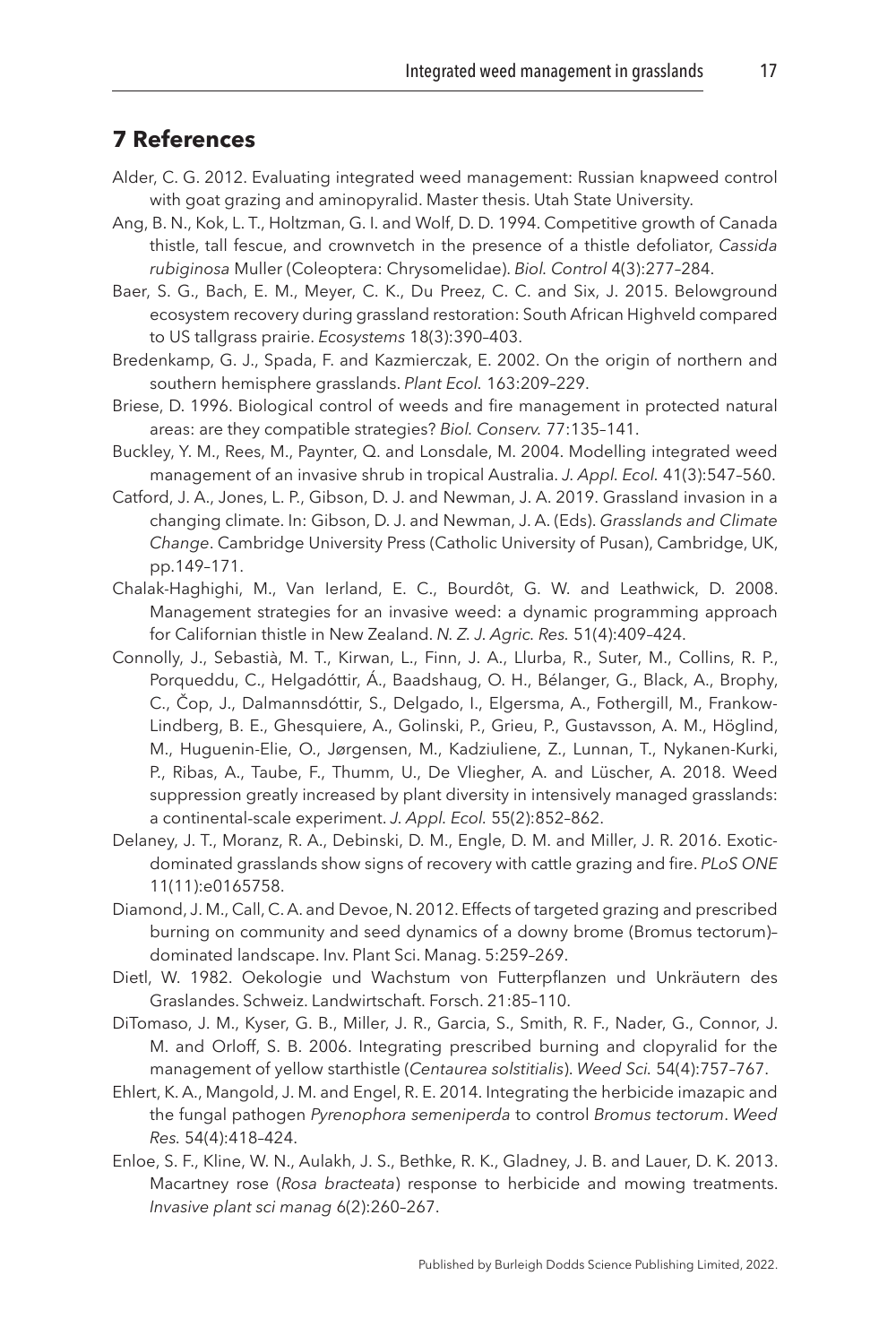## 7 References

Alder, C. G. 2012. Evaluating integrated weed management: Russian knapweed control with goat grazing and aminopyralid. Master thesis. Utah State University.

Ang, B. N., Kok, L. T., Holtzman, G. I. and Wolf, D. D. 1994. Competitive growth of Canada thistle, tall fescue, and crownvetch in the presence of a thistle defoliator, *Cassida rubiginosa* Muller (Coleoptera: Chrysomelidae). *Biol. Control* 4(3):277–284.

Baer, S. G., Bach, E. M., Meyer, C. K., Du Preez, C. C. and Six, J. 2015. Belowground ecosystem recovery during grassland restoration: South African Highveld compared to US tallgrass prairie. *Ecosystems* 18(3):390–403.

Bredenkamp, G. J., Spada, F. and Kazmierczak, E. 2002. On the origin of northern and southern hemisphere grasslands. *Plant Ecol.* 163:209–229.

Briese, D. 1996. Biological control of weeds and fire management in protected natural areas: are they compatible strategies? *Biol. Conserv.* 77:135–141.

Buckley, Y. M., Rees, M., Paynter, Q. and Lonsdale, M. 2004. Modelling integrated weed management of an invasive shrub in tropical Australia. *J. Appl. Ecol.* 41(3):547–560.

Catford, J. A., Jones, L. P., Gibson, D. J. and Newman, J. A. 2019. Grassland invasion in a changing climate. In: Gibson, D. J. and Newman, J. A. (Eds). *Grasslands and Climate Change*. Cambridge University Press (Catholic University of Pusan), Cambridge, UK, pp.149–171.

Chalak-Haghighi, M., Van Ierland, E. C., Bourdôt, G. W. and Leathwick, D. 2008. Management strategies for an invasive weed: a dynamic programming approach for Californian thistle in New Zealand. *N. Z. J. Agric. Res.* 51(4):409–424.

Connolly, J., Sebastià, M. T., Kirwan, L., Finn, J. A., Llurba, R., Suter, M., Collins, R. P., Porqueddu, C., Helgadóttir, Á., Baadshaug, O. H., Bélanger, G., Black, A., Brophy, C., Čop, J., Dalmannsdóttir, S., Delgado, I., Elgersma, A., Fothergill, M., Frankow-Lindberg, B. E., Ghesquiere, A., Golinski, P., Grieu, P., Gustavsson, A. M., Höglind, M., Huguenin-Elie, O., Jørgensen, M., Kadziuliene, Z., Lunnan, T., Nykanen-Kurki, P., Ribas, A., Taube, F., Thumm, U., De Vliegher, A. and Lüscher, A. 2018. Weed suppression greatly increased by plant diversity in intensively managed grasslands: a continental-scale experiment. *J. Appl. Ecol.* 55(2):852–862.

Delaney, J. T., Moranz, R. A., Debinski, D. M., Engle, D. M. and Miller, J. R. 2016. Exotic-dominated grasslands show signs of recovery with cattle grazing and fire. *PLoS ONE* 11(11):e0165758.

Diamond, J. M., Call, C. A. and Devoe, N. 2012. Effects of targeted grazing and prescribed burning on community and seed dynamics of a downy brome (Bromus tectorum)–dominated landscape. Inv. Plant Sci. Manag. 5:259–269.

Dietl, W. 1982. Oekologie und Wachstum von Futterpflanzen und Unkräutern des Graslandes. Schweiz. Landwirtschaft. Forsch. 21:85–110.

DiTomaso, J. M., Kyser, G. B., Miller, J. R., Garcia, S., Smith, R. F., Nader, G., Connor, J. M. and Orloff, S. B. 2006. Integrating prescribed burning and clopyralid for the management of yellow starthistle (*Centaurea solstitialis*). *Weed Sci.* 54(4):757–767.

Ehlert, K. A., Mangold, J. M. and Engel, R. E. 2014. Integrating the herbicide imazapic and the fungal pathogen *Pyrenophora semeniperda* to control *Bromus tectorum*. *Weed Res.* 54(4):418–424.

Enloe, S. F., Kline, W. N., Aulakh, J. S., Bethke, R. K., Gladney, J. B. and Lauer, D. K. 2013. Macartney rose (*Rosa bracteata*) response to herbicide and mowing treatments. *Invasive plant sci manag* 6(2):260–267.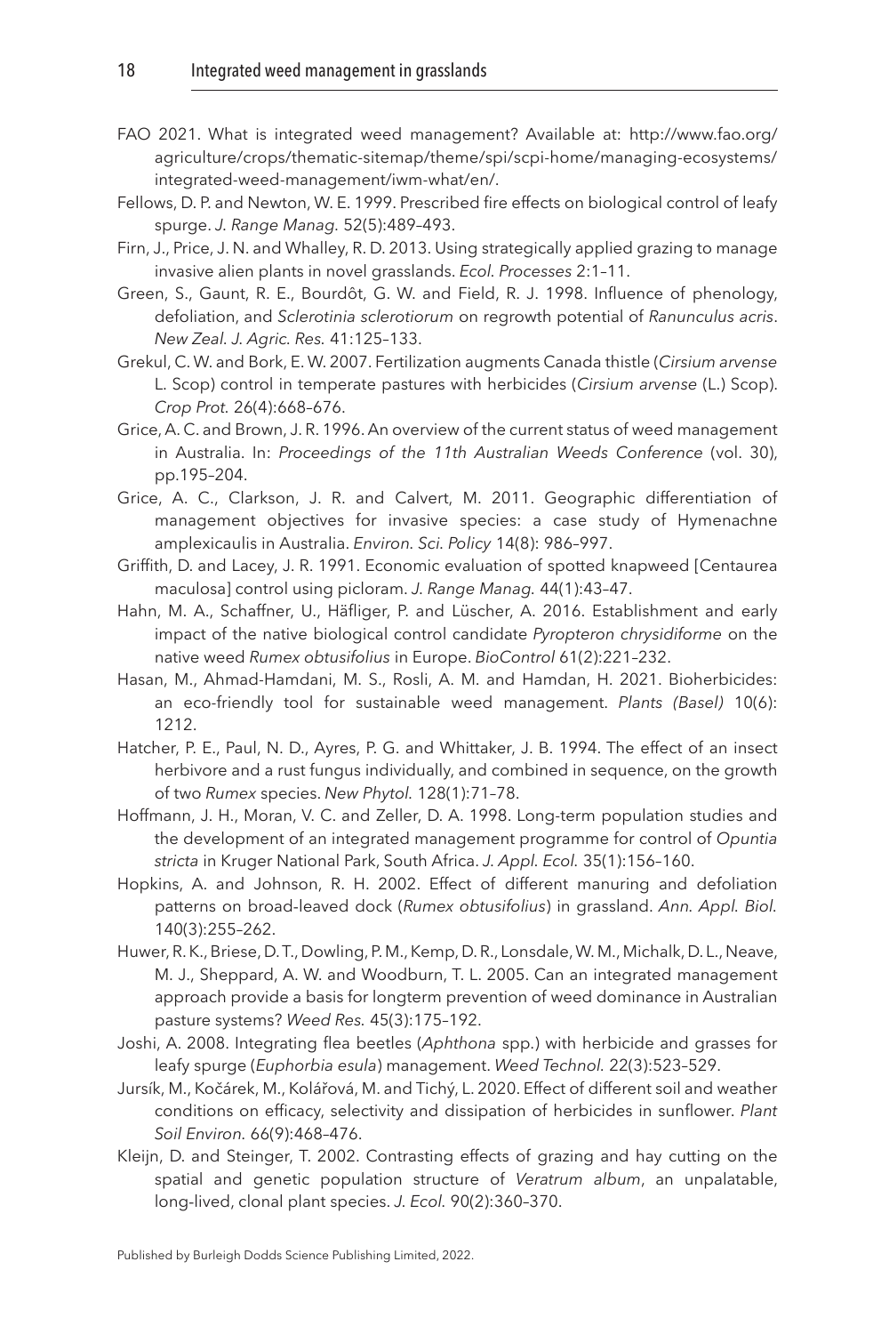FAO 2021. What is integrated weed management? Available at: http://www.fao.org/agriculture/crops/thematic-sitemap/theme/spi/scpi-home/managing-ecosystems/integrated-weed-management/iwm-what/en/.

Fellows, D. P. and Newton, W. E. 1999. Prescribed fire effects on biological control of leafy spurge. *J. Range Manag.* 52(5):489–493.

Firn, J., Price, J. N. and Whalley, R. D. 2013. Using strategically applied grazing to manage invasive alien plants in novel grasslands. *Ecol. Processes* 2:1–11.

Green, S., Gaunt, R. E., Bourdôt, G. W. and Field, R. J. 1998. Influence of phenology, defoliation, and *Sclerotinia sclerotiorum* on regrowth potential of *Ranunculus acris*. *New Zeal. J. Agric. Res.* 41:125–133.

Grekul, C. W. and Bork, E. W. 2007. Fertilization augments Canada thistle (*Cirsium arvense* L. Scop) control in temperate pastures with herbicides (*Cirsium arvense* (L.) Scop). *Crop Prot.* 26(4):668–676.

Grice, A. C. and Brown, J. R. 1996. An overview of the current status of weed management in Australia. In: *Proceedings of the 11th Australian Weeds Conference* (vol. 30), pp.195–204.

Grice, A. C., Clarkson, J. R. and Calvert, M. 2011. Geographic differentiation of management objectives for invasive species: a case study of Hymenachne amplexicaulis in Australia. *Environ. Sci. Policy* 14(8): 986–997.

Griffith, D. and Lacey, J. R. 1991. Economic evaluation of spotted knapweed [Centaurea maculosa] control using picloram. *J. Range Manag.* 44(1):43–47.

Hahn, M. A., Schaffner, U., Häfliger, P. and Lüscher, A. 2016. Establishment and early impact of the native biological control candidate *Pyropteron chrysidiforme* on the native weed *Rumex obtusifolius* in Europe. *BioControl* 61(2):221–232.

Hasan, M., Ahmad-Hamdani, M. S., Rosli, A. M. and Hamdan, H. 2021. Bioherbicides: an eco-friendly tool for sustainable weed management. *Plants (Basel)* 10(6): 1212.

Hatcher, P. E., Paul, N. D., Ayres, P. G. and Whittaker, J. B. 1994. The effect of an insect herbivore and a rust fungus individually, and combined in sequence, on the growth of two *Rumex* species. *New Phytol.* 128(1):71–78.

Hoffmann, J. H., Moran, V. C. and Zeller, D. A. 1998. Long-term population studies and the development of an integrated management programme for control of *Opuntia stricta* in Kruger National Park, South Africa. *J. Appl. Ecol.* 35(1):156–160.

Hopkins, A. and Johnson, R. H. 2002. Effect of different manuring and defoliation patterns on broad-leaved dock (*Rumex obtusifolius*) in grassland. *Ann. Appl. Biol.* 140(3):255–262.

Huwer, R. K., Briese, D. T., Dowling, P. M., Kemp, D. R., Lonsdale, W. M., Michalk, D. L., Neave, M. J., Sheppard, A. W. and Woodburn, T. L. 2005. Can an integrated management approach provide a basis for longterm prevention of weed dominance in Australian pasture systems? *Weed Res.* 45(3):175–192.

Joshi, A. 2008. Integrating flea beetles (*Aphthona* spp.) with herbicide and grasses for leafy spurge (*Euphorbia esula*) management. *Weed Technol.* 22(3):523–529.

Jursík, M., Kočárek, M., Kolářová, M. and Tichý, L. 2020. Effect of different soil and weather conditions on efficacy, selectivity and dissipation of herbicides in sunflower. *Plant Soil Environ.* 66(9):468–476.

Kleijn, D. and Steinger, T. 2002. Contrasting effects of grazing and hay cutting on the spatial and genetic population structure of *Veratrum album*, an unpalatable, long-lived, clonal plant species. *J. Ecol.* 90(2):360–370.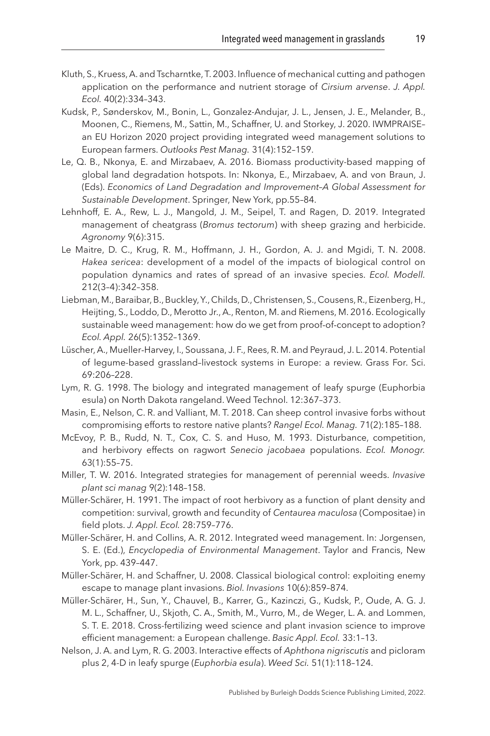Kluth, S., Kruess, A. and Tscharntke, T. 2003. Influence of mechanical cutting and pathogen application on the performance and nutrient storage of *Cirsium arvense*. *J. Appl. Ecol.* 40(2):334–343.

Kudsk, P., Sønderskov, M., Bonin, L., Gonzalez-Andujar, J. L., Jensen, J. E., Melander, B., Moonen, C., Riemens, M., Sattin, M., Schaffner, U. and Storkey, J. 2020. IWMPRAISE–an EU Horizon 2020 project providing integrated weed management solutions to European farmers. *Outlooks Pest Manag.* 31(4):152–159.

Le, Q. B., Nkonya, E. and Mirzabaev, A. 2016. Biomass productivity-based mapping of global land degradation hotspots. In: Nkonya, E., Mirzabaev, A. and von Braun, J. (Eds). *Economics of Land Degradation and Improvement–A Global Assessment for Sustainable Development*. Springer, New York, pp.55–84.

Lehnhoff, E. A., Rew, L. J., Mangold, J. M., Seipel, T. and Ragen, D. 2019. Integrated management of cheatgrass (*Bromus tectorum*) with sheep grazing and herbicide. *Agronomy* 9(6):315.

Le Maitre, D. C., Krug, R. M., Hoffmann, J. H., Gordon, A. J. and Mgidi, T. N. 2008. *Hakea sericea*: development of a model of the impacts of biological control on population dynamics and rates of spread of an invasive species. *Ecol. Modell.* 212(3–4):342–358.

Liebman, M., Baraibar, B., Buckley, Y., Childs, D., Christensen, S., Cousens, R., Eizenberg, H., Heijting, S., Loddo, D., Merotto Jr., A., Renton, M. and Riemens, M. 2016. Ecologically sustainable weed management: how do we get from proof-of-concept to adoption? *Ecol. Appl.* 26(5):1352–1369.

Lüscher, A., Mueller-Harvey, I., Soussana, J. F., Rees, R. M. and Peyraud, J. L. 2014. Potential of legume-based grassland–livestock systems in Europe: a review. Grass For. Sci. 69:206–228.

Lym, R. G. 1998. The biology and integrated management of leafy spurge (Euphorbia esula) on North Dakota rangeland. Weed Technol. 12:367–373.

Masin, E., Nelson, C. R. and Valliant, M. T. 2018. Can sheep control invasive forbs without compromising efforts to restore native plants? *Rangel Ecol. Manag.* 71(2):185–188.

McEvoy, P. B., Rudd, N. T., Cox, C. S. and Huso, M. 1993. Disturbance, competition, and herbivory effects on ragwort *Senecio jacobaea* populations. *Ecol. Monogr.* 63(1):55–75.

Miller, T. W. 2016. Integrated strategies for management of perennial weeds. *Invasive plant sci manag* 9(2):148–158.

Müller-Schärer, H. 1991. The impact of root herbivory as a function of plant density and competition: survival, growth and fecundity of *Centaurea maculosa* (Compositae) in field plots. *J. Appl. Ecol.* 28:759–776.

Müller-Schärer, H. and Collins, A. R. 2012. Integrated weed management. In: Jorgensen, S. E. (Ed.), *Encyclopedia of Environmental Management*. Taylor and Francis, New York, pp. 439–447.

Müller-Schärer, H. and Schaffner, U. 2008. Classical biological control: exploiting enemy escape to manage plant invasions. *Biol. Invasions* 10(6):859–874.

Müller-Schärer, H., Sun, Y., Chauvel, B., Karrer, G., Kazinczi, G., Kudsk, P., Oude, A. G. J. M. L., Schaffner, U., Skjoth, C. A., Smith, M., Vurro, M., de Weger, L. A. and Lommen, S. T. E. 2018. Cross-fertilizing weed science and plant invasion science to improve efficient management: a European challenge. *Basic Appl. Ecol.* 33:1–13.

Nelson, J. A. and Lym, R. G. 2003. Interactive effects of *Aphthona nigriscutis* and picloram plus 2, 4-D in leafy spurge (*Euphorbia esula*). *Weed Sci.* 51(1):118–124.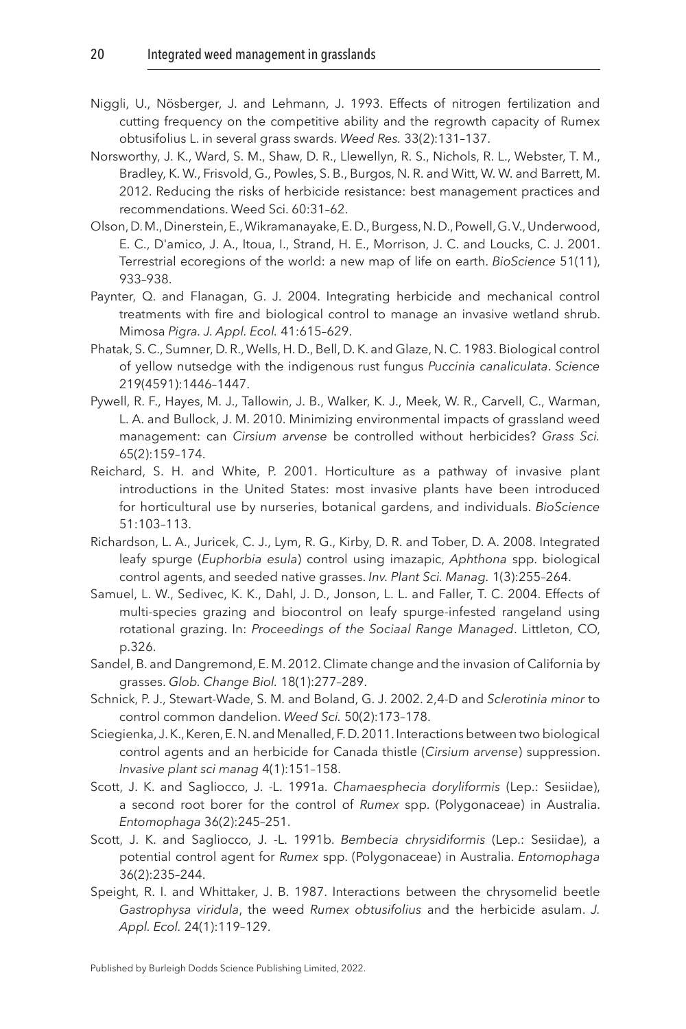Niggli, U., Nösberger, J. and Lehmann, J. 1993. Effects of nitrogen fertilization and cutting frequency on the competitive ability and the regrowth capacity of Rumex obtusifolius L. in several grass swards. *Weed Res.* 33(2):131–137.

Norsworthy, J. K., Ward, S. M., Shaw, D. R., Llewellyn, R. S., Nichols, R. L., Webster, T. M., Bradley, K. W., Frisvold, G., Powles, S. B., Burgos, N. R. and Witt, W. W. and Barrett, M. 2012. Reducing the risks of herbicide resistance: best management practices and recommendations. Weed Sci. 60:31–62.

Olson, D. M., Dinerstein, E., Wikramanayake, E. D., Burgess, N. D., Powell, G. V., Underwood, E. C., D'amico, J. A., Itoua, I., Strand, H. E., Morrison, J. C. and Loucks, C. J. 2001. Terrestrial ecoregions of the world: a new map of life on earth. *BioScience* 51(11), 933–938.

Paynter, Q. and Flanagan, G. J. 2004. Integrating herbicide and mechanical control treatments with fire and biological control to manage an invasive wetland shrub. Mimosa *Pigra*. *J. Appl. Ecol.* 41:615–629.

Phatak, S. C., Sumner, D. R., Wells, H. D., Bell, D. K. and Glaze, N. C. 1983. Biological control of yellow nutsedge with the indigenous rust fungus *Puccinia canaliculata*. *Science* 219(4591):1446–1447.

Pywell, R. F., Hayes, M. J., Tallowin, J. B., Walker, K. J., Meek, W. R., Carvell, C., Warman, L. A. and Bullock, J. M. 2010. Minimizing environmental impacts of grassland weed management: can *Cirsium arvense* be controlled without herbicides? *Grass Sci.* 65(2):159–174.

Reichard, S. H. and White, P. 2001. Horticulture as a pathway of invasive plant introductions in the United States: most invasive plants have been introduced for horticultural use by nurseries, botanical gardens, and individuals. *BioScience* 51:103–113.

Richardson, L. A., Juricek, C. J., Lym, R. G., Kirby, D. R. and Tober, D. A. 2008. Integrated leafy spurge (*Euphorbia esula*) control using imazapic, *Aphthona* spp. biological control agents, and seeded native grasses. *Inv. Plant Sci. Manag.* 1(3):255–264.

Samuel, L. W., Sedivec, K. K., Dahl, J. D., Jonson, L. L. and Faller, T. C. 2004. Effects of multi-species grazing and biocontrol on leafy spurge-infested rangeland using rotational grazing. In: *Proceedings of the Sociaal Range Managed*. Littleton, CO, p.326.

Sandel, B. and Dangremond, E. M. 2012. Climate change and the invasion of California by grasses. *Glob. Change Biol.* 18(1):277–289.

Schnick, P. J., Stewart-Wade, S. M. and Boland, G. J. 2002. 2,4-D and *Sclerotinia minor* to control common dandelion. *Weed Sci.* 50(2):173–178.

Sciegienka, J. K., Keren, E. N. and Menalled, F. D. 2011. Interactions between two biological control agents and an herbicide for Canada thistle (*Cirsium arvense*) suppression. *Invasive plant sci manag* 4(1):151–158.

Scott, J. K. and Sagliocco, J. -L. 1991a. *Chamaesphecia doryliformis* (Lep.: Sesiidae), a second root borer for the control of *Rumex* spp. (Polygonaceae) in Australia. *Entomophaga* 36(2):245–251.

Scott, J. K. and Sagliocco, J. -L. 1991b. *Bembecia chrysidiformis* (Lep.: Sesiidae), a potential control agent for *Rumex* spp. (Polygonaceae) in Australia. *Entomophaga* 36(2):235–244.

Speight, R. I. and Whittaker, J. B. 1987. Interactions between the chrysomelid beetle *Gastrophysa viridula*, the weed *Rumex obtusifolius* and the herbicide asulam. *J. Appl. Ecol.* 24(1):119–129.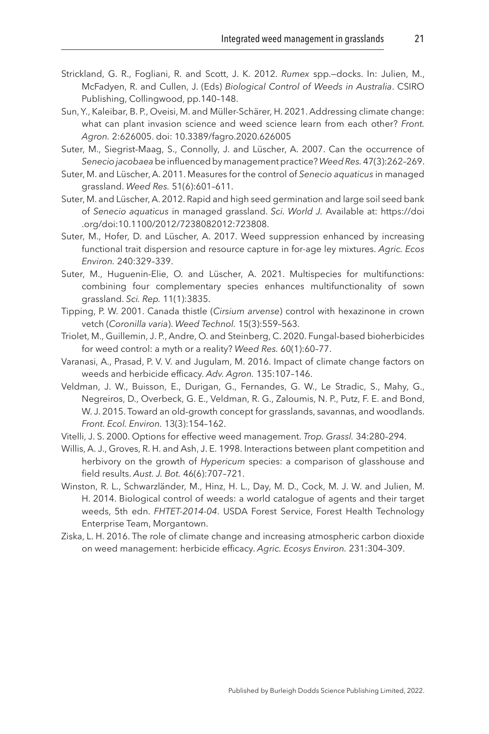Strickland, G. R., Fogliani, R. and Scott, J. K. 2012. *Rumex* spp.—docks. In: Julien, M., McFadyen, R. and Cullen, J. (Eds) *Biological Control of Weeds in Australia*. CSIRO Publishing, Collingwood, pp.140–148.

Sun, Y., Kaleibar, B. P., Oveisi, M. and Müller-Schärer, H. 2021. Addressing climate change: what can plant invasion science and weed science learn from each other? *Front. Agron.* 2:626005. doi: 10.3389/fagro.2020.626005

Suter, M., Siegrist-Maag, S., Connolly, J. and Lüscher, A. 2007. Can the occurrence of *Senecio jacobaea* be influenced by management practice? *Weed Res.* 47(3):262–269.

Suter, M. and Lüscher, A. 2011. Measures for the control of *Senecio aquaticus* in managed grassland. *Weed Res.* 51(6):601–611.

Suter, M. and Lüscher, A. 2012. Rapid and high seed germination and large soil seed bank of *Senecio aquaticus* in managed grassland. *Sci. World J.* Available at: https://doi.org/doi:10.1100/2012/7238082012:723808.

Suter, M., Hofer, D. and Lüscher, A. 2017. Weed suppression enhanced by increasing functional trait dispersion and resource capture in for-age ley mixtures. *Agric. Ecos Environ.* 240:329–339.

Suter, M., Huguenin-Elie, O. and Lüscher, A. 2021. Multispecies for multifunctions: combining four complementary species enhances multifunctionality of sown grassland. *Sci. Rep.* 11(1):3835.

Tipping, P. W. 2001. Canada thistle (*Cirsium arvense*) control with hexazinone in crown vetch (*Coronilla varia*). *Weed Technol.* 15(3):559–563.

Triolet, M., Guillemin, J. P., Andre, O. and Steinberg, C. 2020. Fungal-based bioherbicides for weed control: a myth or a reality? *Weed Res.* 60(1):60–77.

Varanasi, A., Prasad, P. V. V. and Jugulam, M. 2016. Impact of climate change factors on weeds and herbicide efficacy. *Adv. Agron.* 135:107–146.

Veldman, J. W., Buisson, E., Durigan, G., Fernandes, G. W., Le Stradic, S., Mahy, G., Negreiros, D., Overbeck, G. E., Veldman, R. G., Zaloumis, N. P., Putz, F. E. and Bond, W. J. 2015. Toward an old-growth concept for grasslands, savannas, and woodlands. *Front. Ecol. Environ.* 13(3):154–162.

Vitelli, J. S. 2000. Options for effective weed management. *Trop. Grassl.* 34:280–294.

Willis, A. J., Groves, R. H. and Ash, J. E. 1998. Interactions between plant competition and herbivory on the growth of *Hypericum* species: a comparison of glasshouse and field results. *Aust. J. Bot.* 46(6):707–721.

Winston, R. L., Schwarzländer, M., Hinz, H. L., Day, M. D., Cock, M. J. W. and Julien, M. H. 2014. Biological control of weeds: a world catalogue of agents and their target weeds, 5th edn. *FHTET-2014-04*. USDA Forest Service, Forest Health Technology Enterprise Team, Morgantown.

Ziska, L. H. 2016. The role of climate change and increasing atmospheric carbon dioxide on weed management: herbicide efficacy. *Agric. Ecosys Environ.* 231:304–309.